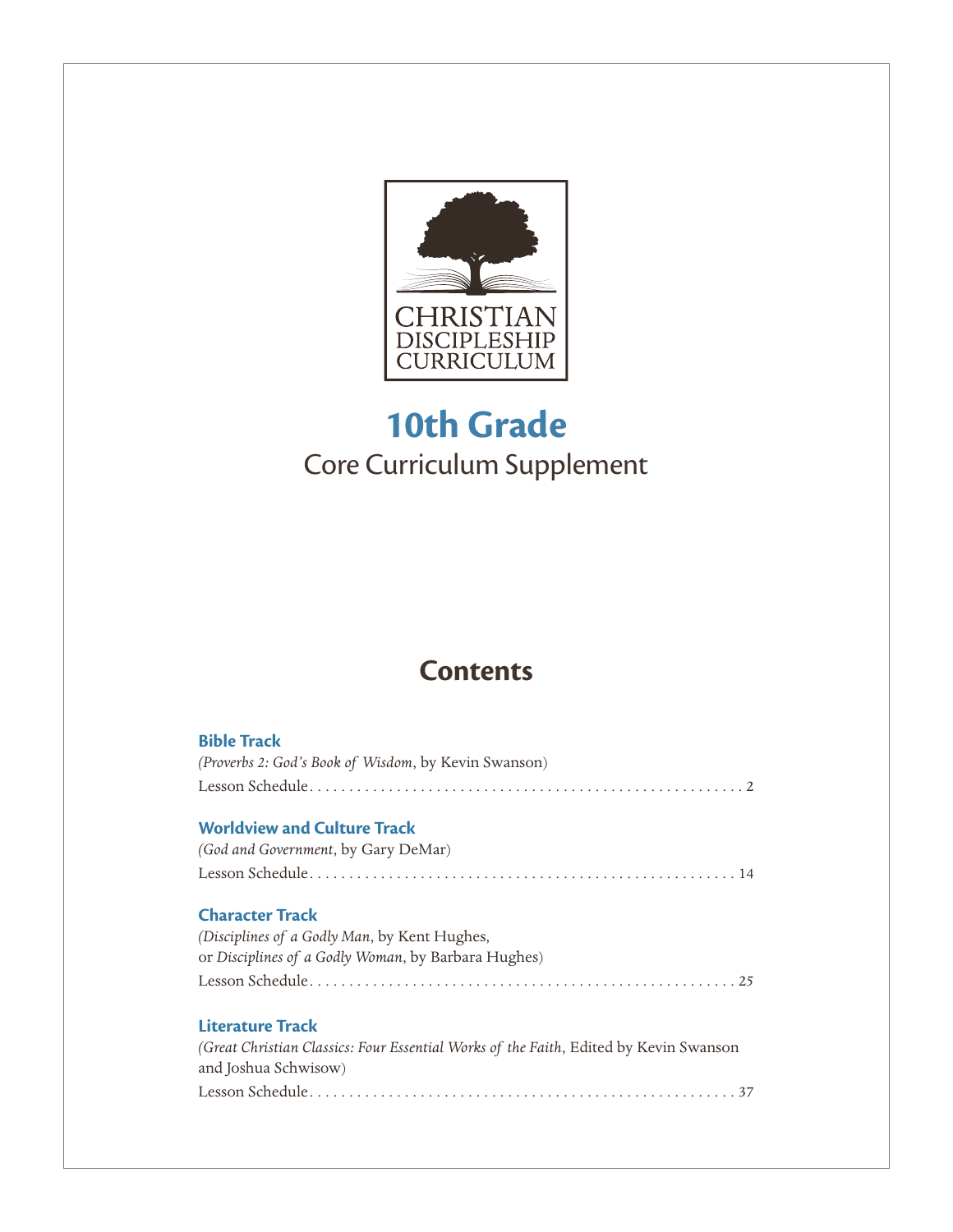CHRISTIAN DISCIPLESHIP CURRICULUM

# 10th Grade

## Core Curriculum Supplement

## Contents

**Bible Track**
*(Proverbs 2: God's Book of Wisdom*, by Kevin Swanson)
Lesson Schedule . . . . . . . . . . . . . . . . . . . . . . . . . . . . . . . . . . . . . . . . . . . . . . . . . . . . . . 2

**Worldview and Culture Track**
*(God and Government*, by Gary DeMar)
Lesson Schedule . . . . . . . . . . . . . . . . . . . . . . . . . . . . . . . . . . . . . . . . . . . . . . . . . . . . . 14

**Character Track**
*(Disciplines of a Godly Man*, by Kent Hughes,
or *Disciplines of a Godly Woman*, by Barbara Hughes)
Lesson Schedule . . . . . . . . . . . . . . . . . . . . . . . . . . . . . . . . . . . . . . . . . . . . . . . . . . . . . 25

**Literature Track**
*(Great Christian Classics: Four Essential Works of the Faith*, Edited by Kevin Swanson and Joshua Schwisow)
Lesson Schedule . . . . . . . . . . . . . . . . . . . . . . . . . . . . . . . . . . . . . . . . . . . . . . . . . . . . . 37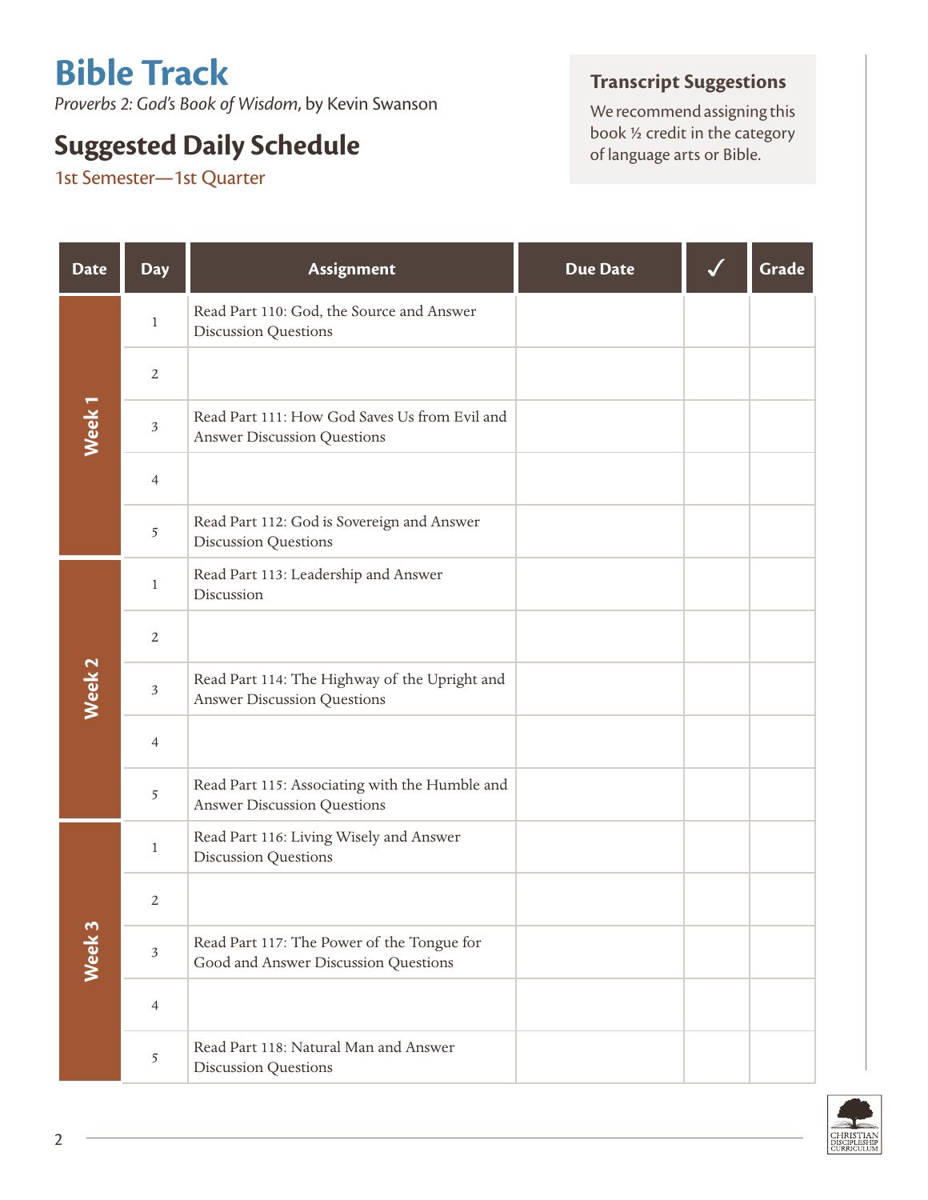# Bible Track

*Proverbs 2: God's Book of Wisdom*, by Kevin Swanson

## Suggested Daily Schedule

1st Semester—1st Quarter

### Transcript Suggestions

We recommend assigning this book ½ credit in the category of language arts or Bible.

| Date | Day | Assignment | Due Date | ✓ | Grade |
|---|---|---|---|---|---|
| Week 1 | 1 | Read Part 110: God, the Source and Answer Discussion Questions | | | |
| | 2 | | | | |
| | 3 | Read Part 111: How God Saves Us from Evil and Answer Discussion Questions | | | |
| | 4 | | | | |
| | 5 | Read Part 112: God is Sovereign and Answer Discussion Questions | | | |
| Week 2 | 1 | Read Part 113: Leadership and Answer Discussion | | | |
| | 2 | | | | |
| | 3 | Read Part 114: The Highway of the Upright and Answer Discussion Questions | | | |
| | 4 | | | | |
| | 5 | Read Part 115: Associating with the Humble and Answer Discussion Questions | | | |
| Week 3 | 1 | Read Part 116: Living Wisely and Answer Discussion Questions | | | |
| | 2 | | | | |
| | 3 | Read Part 117: The Power of the Tongue for Good and Answer Discussion Questions | | | |
| | 4 | | | | |
| | 5 | Read Part 118: Natural Man and Answer Discussion Questions | | | |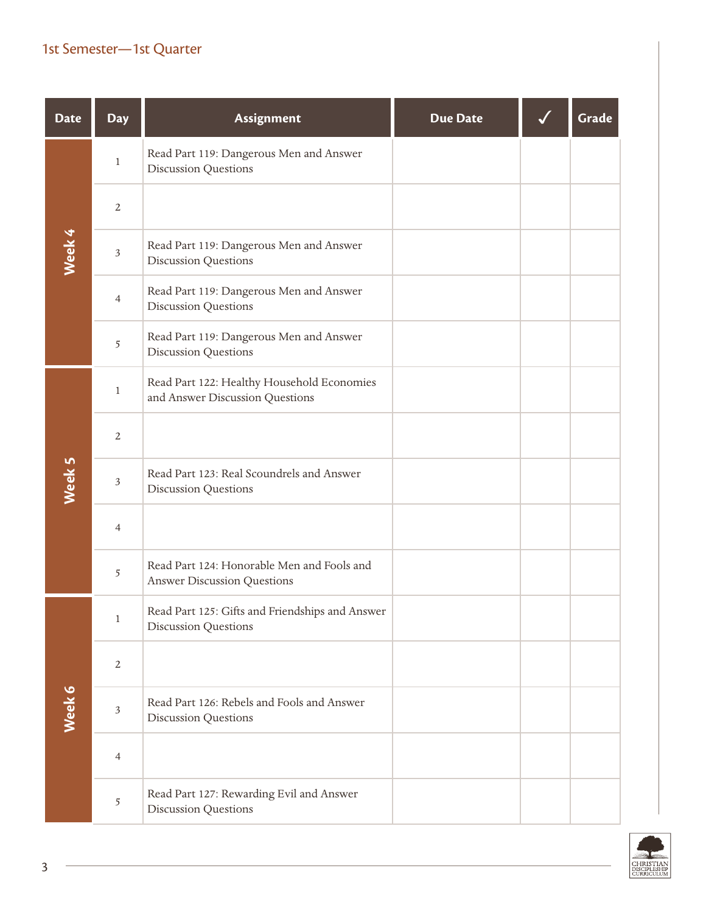## 1st Semester—1st Quarter

| Date | Day | Assignment | Due Date | ✓ | Grade |
|---|---|---|---|---|---|
| Week 4 | 1 | Read Part 119: Dangerous Men and Answer Discussion Questions | | | |
| | 2 | | | | |
| | 3 | Read Part 119: Dangerous Men and Answer Discussion Questions | | | |
| | 4 | Read Part 119: Dangerous Men and Answer Discussion Questions | | | |
| | 5 | Read Part 119: Dangerous Men and Answer Discussion Questions | | | |
| Week 5 | 1 | Read Part 122: Healthy Household Economies and Answer Discussion Questions | | | |
| | 2 | | | | |
| | 3 | Read Part 123: Real Scoundrels and Answer Discussion Questions | | | |
| | 4 | | | | |
| | 5 | Read Part 124: Honorable Men and Fools and Answer Discussion Questions | | | |
| Week 6 | 1 | Read Part 125: Gifts and Friendships and Answer Discussion Questions | | | |
| | 2 | | | | |
| | 3 | Read Part 126: Rebels and Fools and Answer Discussion Questions | | | |
| | 4 | | | | |
| | 5 | Read Part 127: Rewarding Evil and Answer Discussion Questions | | | |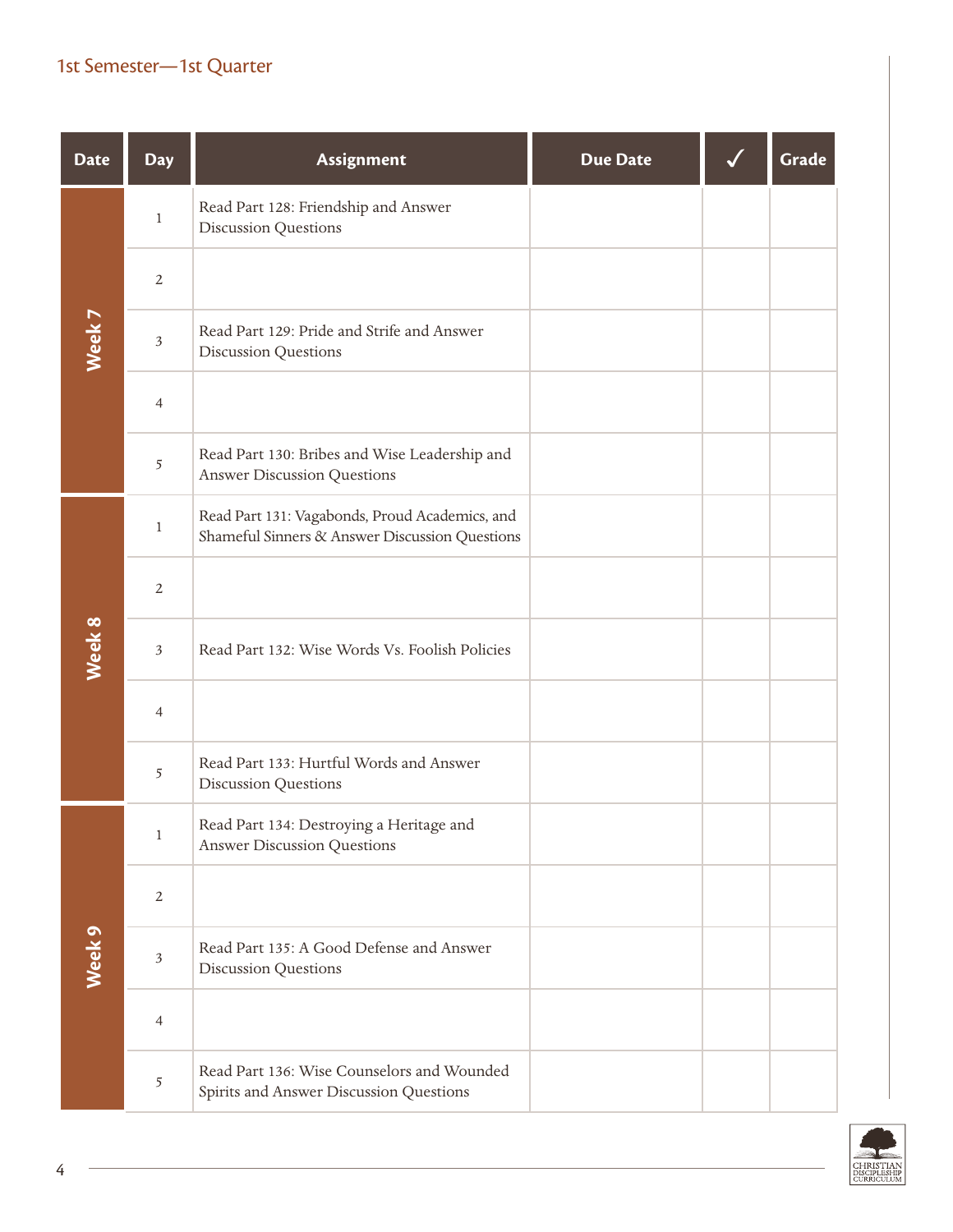1st Semester—1st Quarter

| Date | Day | Assignment | Due Date | ✓ | Grade |
|---|---|---|---|---|---|
| Week 7 | 1 | Read Part 128: Friendship and Answer Discussion Questions | | | |
| | 2 | | | | |
| | 3 | Read Part 129: Pride and Strife and Answer Discussion Questions | | | |
| | 4 | | | | |
| | 5 | Read Part 130: Bribes and Wise Leadership and Answer Discussion Questions | | | |
| Week 8 | 1 | Read Part 131: Vagabonds, Proud Academics, and Shameful Sinners & Answer Discussion Questions | | | |
| | 2 | | | | |
| | 3 | Read Part 132: Wise Words Vs. Foolish Policies | | | |
| | 4 | | | | |
| | 5 | Read Part 133: Hurtful Words and Answer Discussion Questions | | | |
| Week 9 | 1 | Read Part 134: Destroying a Heritage and Answer Discussion Questions | | | |
| | 2 | | | | |
| | 3 | Read Part 135: A Good Defense and Answer Discussion Questions | | | |
| | 4 | | | | |
| | 5 | Read Part 136: Wise Counselors and Wounded Spirits and Answer Discussion Questions | | | |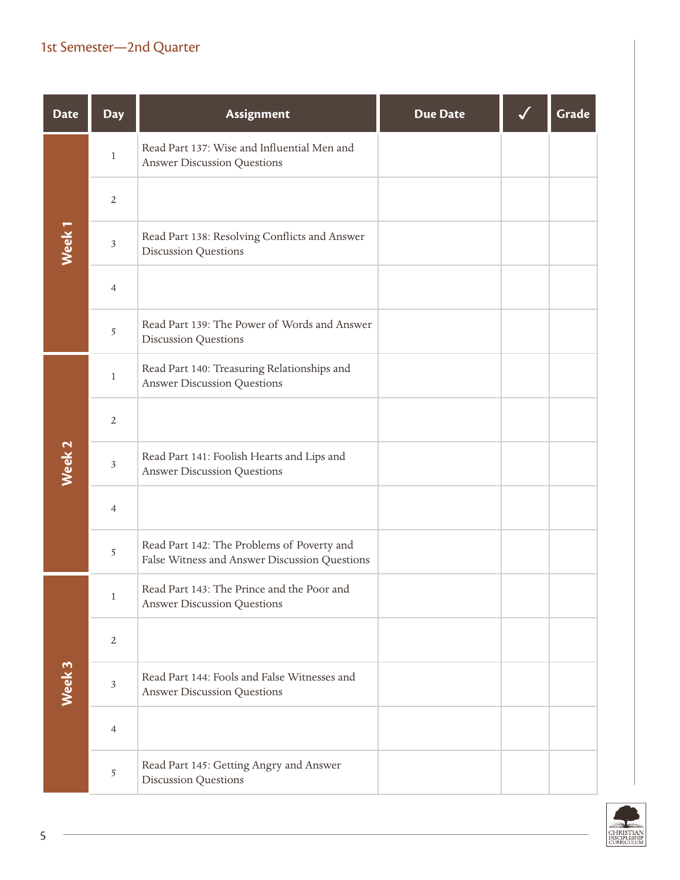## 1st Semester—2nd Quarter

| Date | Day | Assignment | Due Date | ✓ | Grade |
|---|---|---|---|---|---|
| Week 1 | 1 | Read Part 137: Wise and Influential Men and Answer Discussion Questions | | | |
| | 2 | | | | |
| | 3 | Read Part 138: Resolving Conflicts and Answer Discussion Questions | | | |
| | 4 | | | | |
| | 5 | Read Part 139: The Power of Words and Answer Discussion Questions | | | |
| Week 2 | 1 | Read Part 140: Treasuring Relationships and Answer Discussion Questions | | | |
| | 2 | | | | |
| | 3 | Read Part 141: Foolish Hearts and Lips and Answer Discussion Questions | | | |
| | 4 | | | | |
| | 5 | Read Part 142: The Problems of Poverty and False Witness and Answer Discussion Questions | | | |
| Week 3 | 1 | Read Part 143: The Prince and the Poor and Answer Discussion Questions | | | |
| | 2 | | | | |
| | 3 | Read Part 144: Fools and False Witnesses and Answer Discussion Questions | | | |
| | 4 | | | | |
| | 5 | Read Part 145: Getting Angry and Answer Discussion Questions | | | |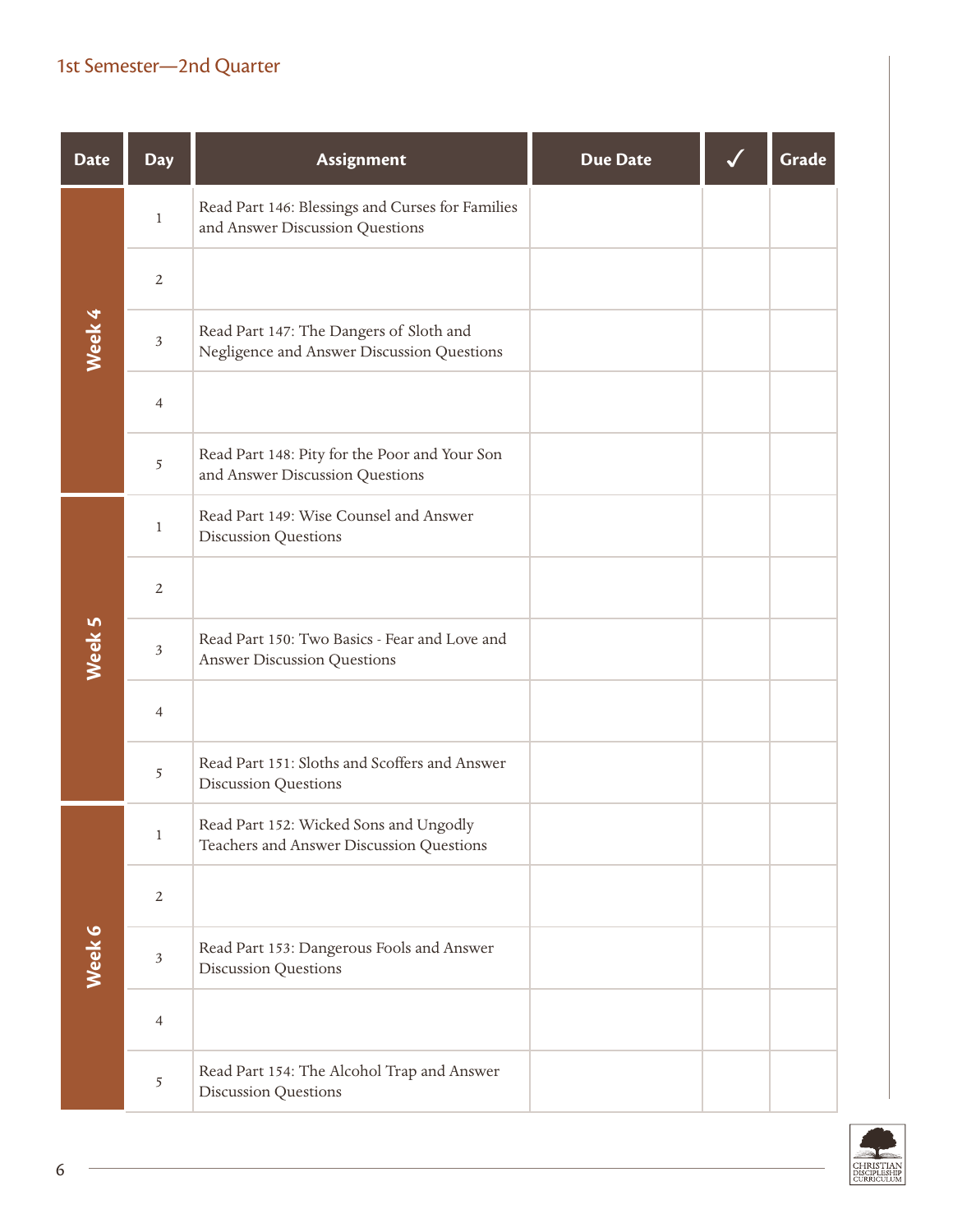1st Semester—2nd Quarter

| Date | Day | Assignment | Due Date | ✓ | Grade |
|---|---|---|---|---|---|
| Week 4 | 1 | Read Part 146: Blessings and Curses for Families and Answer Discussion Questions | | | |
| | 2 | | | | |
| | 3 | Read Part 147: The Dangers of Sloth and Negligence and Answer Discussion Questions | | | |
| | 4 | | | | |
| | 5 | Read Part 148: Pity for the Poor and Your Son and Answer Discussion Questions | | | |
| Week 5 | 1 | Read Part 149: Wise Counsel and Answer Discussion Questions | | | |
| | 2 | | | | |
| | 3 | Read Part 150: Two Basics - Fear and Love and Answer Discussion Questions | | | |
| | 4 | | | | |
| | 5 | Read Part 151: Sloths and Scoffers and Answer Discussion Questions | | | |
| Week 6 | 1 | Read Part 152: Wicked Sons and Ungodly Teachers and Answer Discussion Questions | | | |
| | 2 | | | | |
| | 3 | Read Part 153: Dangerous Fools and Answer Discussion Questions | | | |
| | 4 | | | | |
| | 5 | Read Part 154: The Alcohol Trap and Answer Discussion Questions | | | |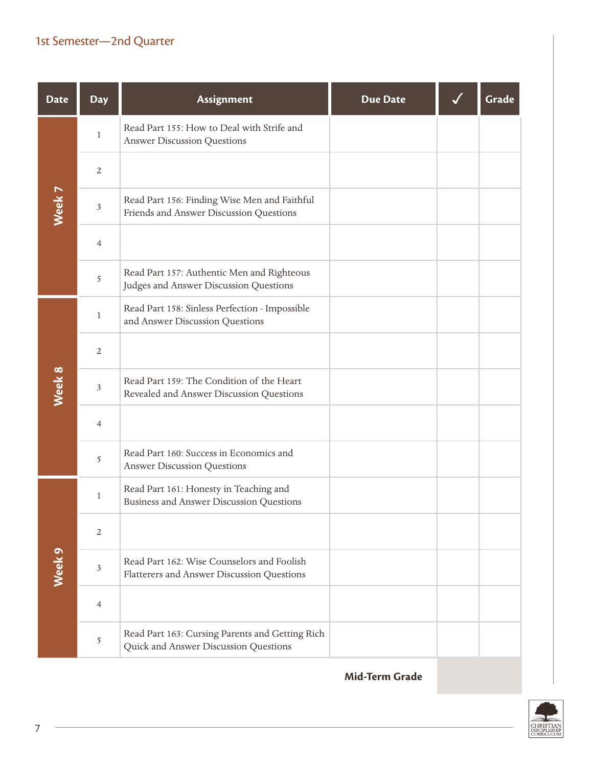## 1st Semester—2nd Quarter

| Date | Day | Assignment | Due Date | ✓ | Grade |
|---|---|---|---|---|---|
| Week 7 | 1 | Read Part 155: How to Deal with Strife and Answer Discussion Questions | | | |
| | 2 | | | | |
| | 3 | Read Part 156: Finding Wise Men and Faithful Friends and Answer Discussion Questions | | | |
| | 4 | | | | |
| | 5 | Read Part 157: Authentic Men and Righteous Judges and Answer Discussion Questions | | | |
| Week 8 | 1 | Read Part 158: Sinless Perfection - Impossible and Answer Discussion Questions | | | |
| | 2 | | | | |
| | 3 | Read Part 159: The Condition of the Heart Revealed and Answer Discussion Questions | | | |
| | 4 | | | | |
| | 5 | Read Part 160: Success in Economics and Answer Discussion Questions | | | |
| Week 9 | 1 | Read Part 161: Honesty in Teaching and Business and Answer Discussion Questions | | | |
| | 2 | | | | |
| | 3 | Read Part 162: Wise Counselors and Foolish Flatterers and Answer Discussion Questions | | | |
| | 4 | | | | |
| | 5 | Read Part 163: Cursing Parents and Getting Rich Quick and Answer Discussion Questions | | | |
| | | | **Mid-Term Grade** | | |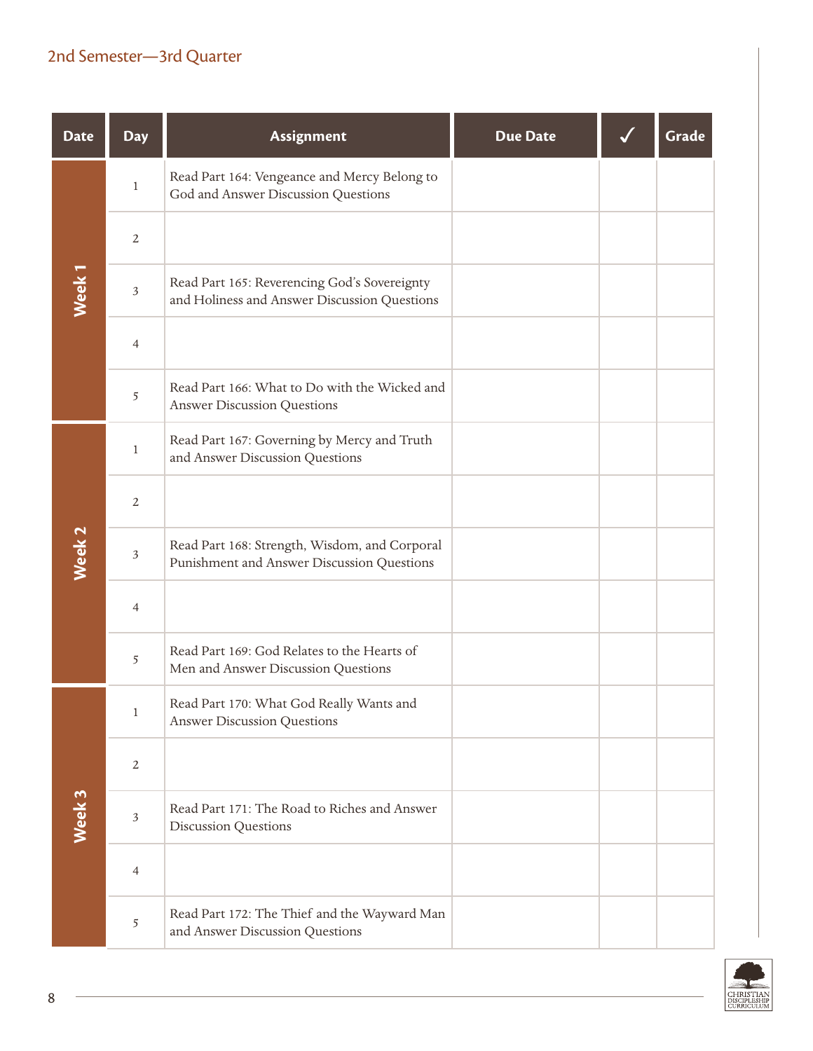## 2nd Semester—3rd Quarter

| Date | Day | Assignment | Due Date | ✓ | Grade |
|---|---|---|---|---|---|
| Week 1 | 1 | Read Part 164: Vengeance and Mercy Belong to God and Answer Discussion Questions | | | |
| | 2 | | | | |
| | 3 | Read Part 165: Reverencing God's Sovereignty and Holiness and Answer Discussion Questions | | | |
| | 4 | | | | |
| | 5 | Read Part 166: What to Do with the Wicked and Answer Discussion Questions | | | |
| Week 2 | 1 | Read Part 167: Governing by Mercy and Truth and Answer Discussion Questions | | | |
| | 2 | | | | |
| | 3 | Read Part 168: Strength, Wisdom, and Corporal Punishment and Answer Discussion Questions | | | |
| | 4 | | | | |
| | 5 | Read Part 169: God Relates to the Hearts of Men and Answer Discussion Questions | | | |
| Week 3 | 1 | Read Part 170: What God Really Wants and Answer Discussion Questions | | | |
| | 2 | | | | |
| | 3 | Read Part 171: The Road to Riches and Answer Discussion Questions | | | |
| | 4 | | | | |
| | 5 | Read Part 172: The Thief and the Wayward Man and Answer Discussion Questions | | | |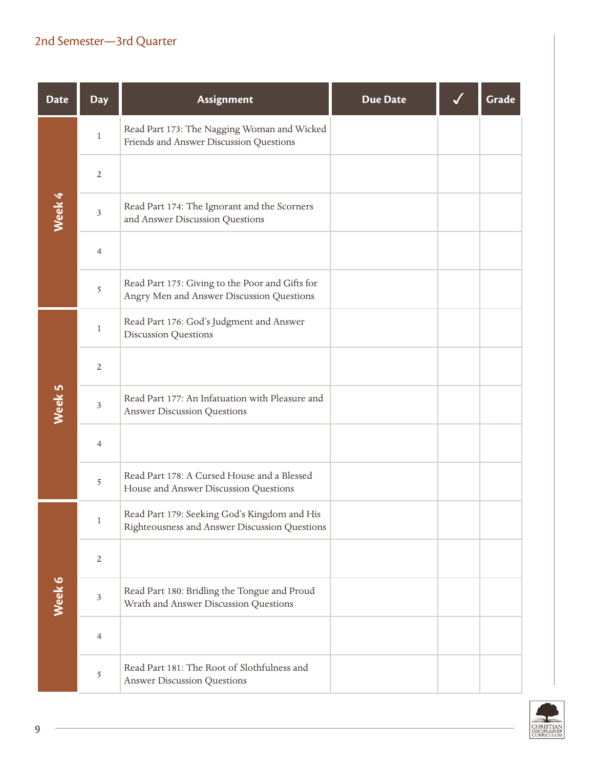## 2nd Semester—3rd Quarter

| Date | Day | Assignment | Due Date | ✓ | Grade |
|---|---|---|---|---|---|
| Week 4 | 1 | Read Part 173: The Nagging Woman and Wicked Friends and Answer Discussion Questions | | | |
| | 2 | | | | |
| | 3 | Read Part 174: The Ignorant and the Scorners and Answer Discussion Questions | | | |
| | 4 | | | | |
| | 5 | Read Part 175: Giving to the Poor and Gifts for Angry Men and Answer Discussion Questions | | | |
| Week 5 | 1 | Read Part 176: God's Judgment and Answer Discussion Questions | | | |
| | 2 | | | | |
| | 3 | Read Part 177: An Infatuation with Pleasure and Answer Discussion Questions | | | |
| | 4 | | | | |
| | 5 | Read Part 178: A Cursed House and a Blessed House and Answer Discussion Questions | | | |
| Week 6 | 1 | Read Part 179: Seeking God's Kingdom and His Righteousness and Answer Discussion Questions | | | |
| | 2 | | | | |
| | 3 | Read Part 180: Bridling the Tongue and Proud Wrath and Answer Discussion Questions | | | |
| | 4 | | | | |
| | 5 | Read Part 181: The Root of Slothfulness and Answer Discussion Questions | | | |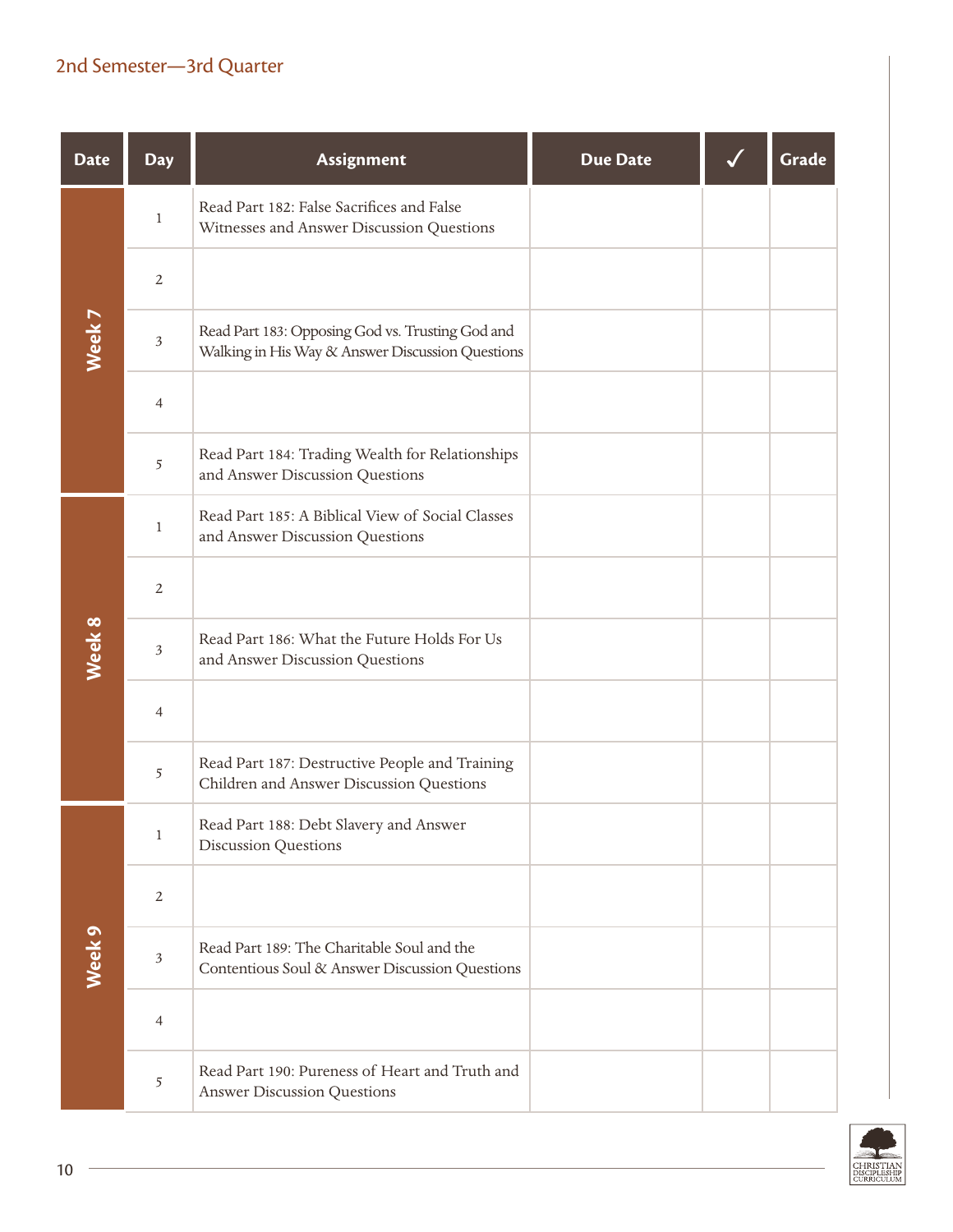## 2nd Semester—3rd Quarter

| Date | Day | Assignment | Due Date | ✓ | Grade |
|---|---|---|---|---|---|
| Week 7 | 1 | Read Part 182: False Sacrifices and False Witnesses and Answer Discussion Questions | | | |
| | 2 | | | | |
| | 3 | Read Part 183: Opposing God vs. Trusting God and Walking in His Way & Answer Discussion Questions | | | |
| | 4 | | | | |
| | 5 | Read Part 184: Trading Wealth for Relationships and Answer Discussion Questions | | | |
| Week 8 | 1 | Read Part 185: A Biblical View of Social Classes and Answer Discussion Questions | | | |
| | 2 | | | | |
| | 3 | Read Part 186: What the Future Holds For Us and Answer Discussion Questions | | | |
| | 4 | | | | |
| | 5 | Read Part 187: Destructive People and Training Children and Answer Discussion Questions | | | |
| Week 9 | 1 | Read Part 188: Debt Slavery and Answer Discussion Questions | | | |
| | 2 | | | | |
| | 3 | Read Part 189: The Charitable Soul and the Contentious Soul & Answer Discussion Questions | | | |
| | 4 | | | | |
| | 5 | Read Part 190: Pureness of Heart and Truth and Answer Discussion Questions | | | |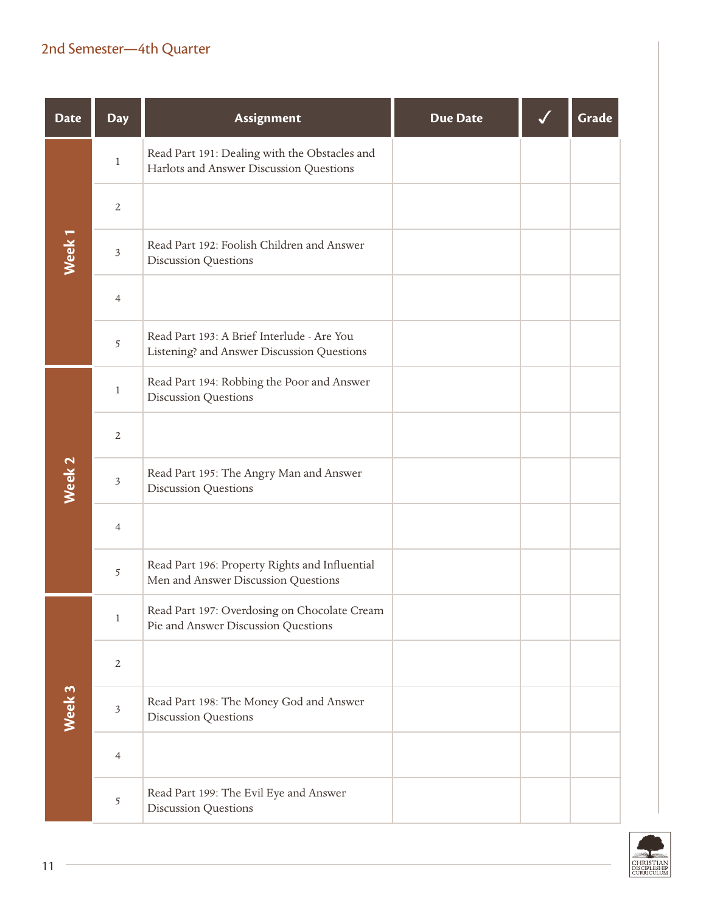## 2nd Semester—4th Quarter

| Date | Day | Assignment | Due Date | ✓ | Grade |
|---|---|---|---|---|---|
| Week 1 | 1 | Read Part 191: Dealing with the Obstacles and Harlots and Answer Discussion Questions | | | |
| | 2 | | | | |
| | 3 | Read Part 192: Foolish Children and Answer Discussion Questions | | | |
| | 4 | | | | |
| | 5 | Read Part 193: A Brief Interlude - Are You Listening? and Answer Discussion Questions | | | |
| Week 2 | 1 | Read Part 194: Robbing the Poor and Answer Discussion Questions | | | |
| | 2 | | | | |
| | 3 | Read Part 195: The Angry Man and Answer Discussion Questions | | | |
| | 4 | | | | |
| | 5 | Read Part 196: Property Rights and Influential Men and Answer Discussion Questions | | | |
| Week 3 | 1 | Read Part 197: Overdosing on Chocolate Cream Pie and Answer Discussion Questions | | | |
| | 2 | | | | |
| | 3 | Read Part 198: The Money God and Answer Discussion Questions | | | |
| | 4 | | | | |
| | 5 | Read Part 199: The Evil Eye and Answer Discussion Questions | | | |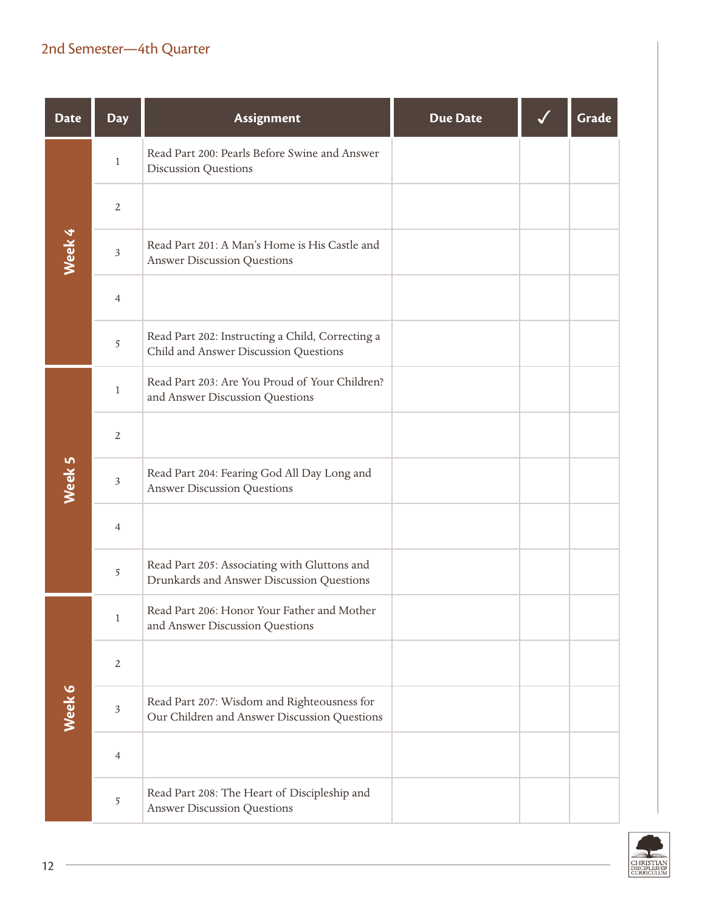## 2nd Semester—4th Quarter

| Date | Day | Assignment | Due Date | ✓ | Grade |
|---|---|---|---|---|---|
| Week 4 | 1 | Read Part 200: Pearls Before Swine and Answer Discussion Questions | | | |
| | 2 | | | | |
| | 3 | Read Part 201: A Man's Home is His Castle and Answer Discussion Questions | | | |
| | 4 | | | | |
| | 5 | Read Part 202: Instructing a Child, Correcting a Child and Answer Discussion Questions | | | |
| Week 5 | 1 | Read Part 203: Are You Proud of Your Children? and Answer Discussion Questions | | | |
| | 2 | | | | |
| | 3 | Read Part 204: Fearing God All Day Long and Answer Discussion Questions | | | |
| | 4 | | | | |
| | 5 | Read Part 205: Associating with Gluttons and Drunkards and Answer Discussion Questions | | | |
| Week 6 | 1 | Read Part 206: Honor Your Father and Mother and Answer Discussion Questions | | | |
| | 2 | | | | |
| | 3 | Read Part 207: Wisdom and Righteousness for Our Children and Answer Discussion Questions | | | |
| | 4 | | | | |
| | 5 | Read Part 208: The Heart of Discipleship and Answer Discussion Questions | | | |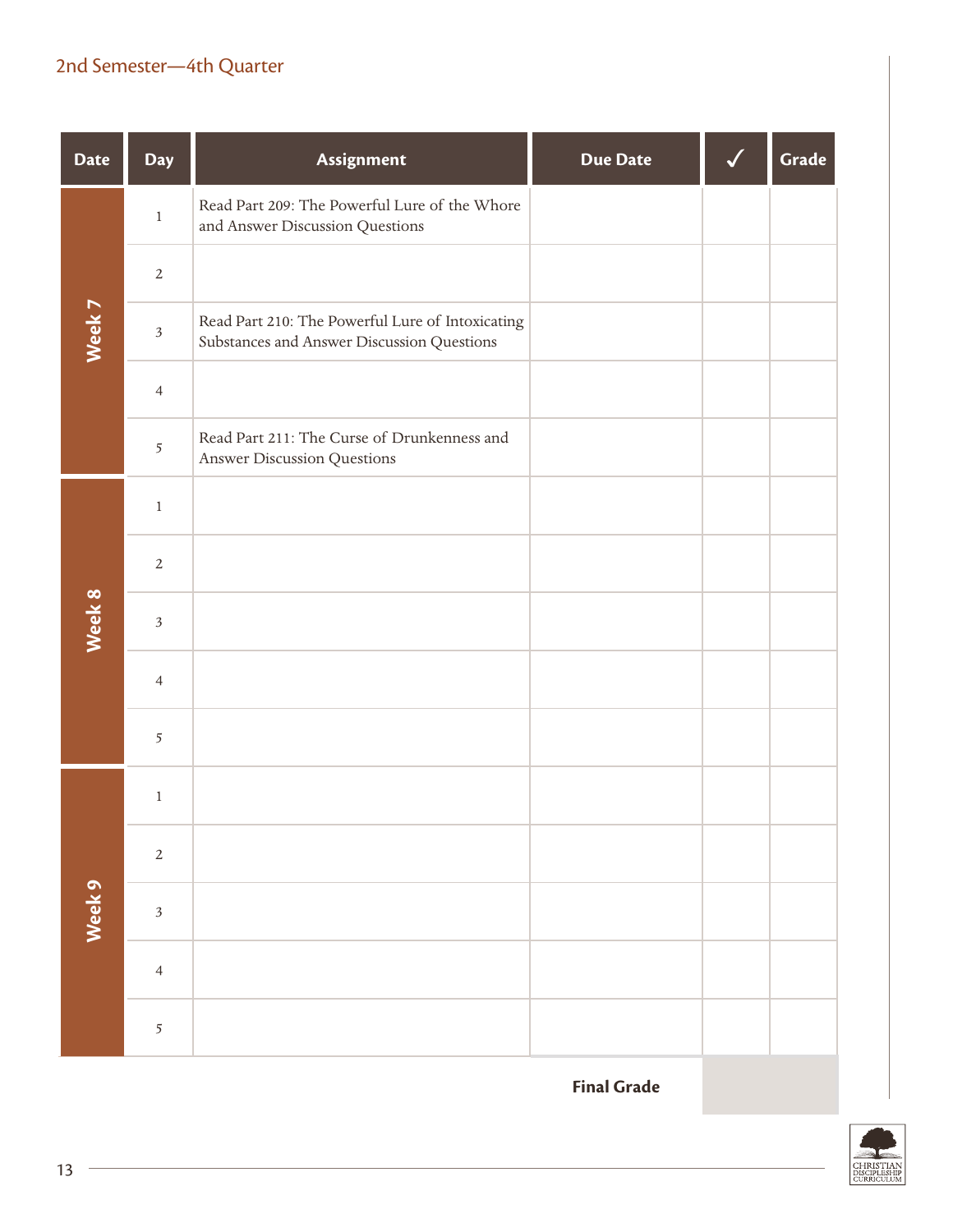## 2nd Semester—4th Quarter

| Date | Day | Assignment | Due Date | ✓ | Grade |
|---|---|---|---|---|---|
| Week 7 | 1 | Read Part 209: The Powerful Lure of the Whore and Answer Discussion Questions | | | |
| | 2 | | | | |
| | 3 | Read Part 210: The Powerful Lure of Intoxicating Substances and Answer Discussion Questions | | | |
| | 4 | | | | |
| | 5 | Read Part 211: The Curse of Drunkenness and Answer Discussion Questions | | | |
| Week 8 | 1 | | | | |
| | 2 | | | | |
| | 3 | | | | |
| | 4 | | | | |
| | 5 | | | | |
| Week 9 | 1 | | | | |
| | 2 | | | | |
| | 3 | | | | |
| | 4 | | | | |
| | 5 | | | | |
| | | | **Final Grade** | | |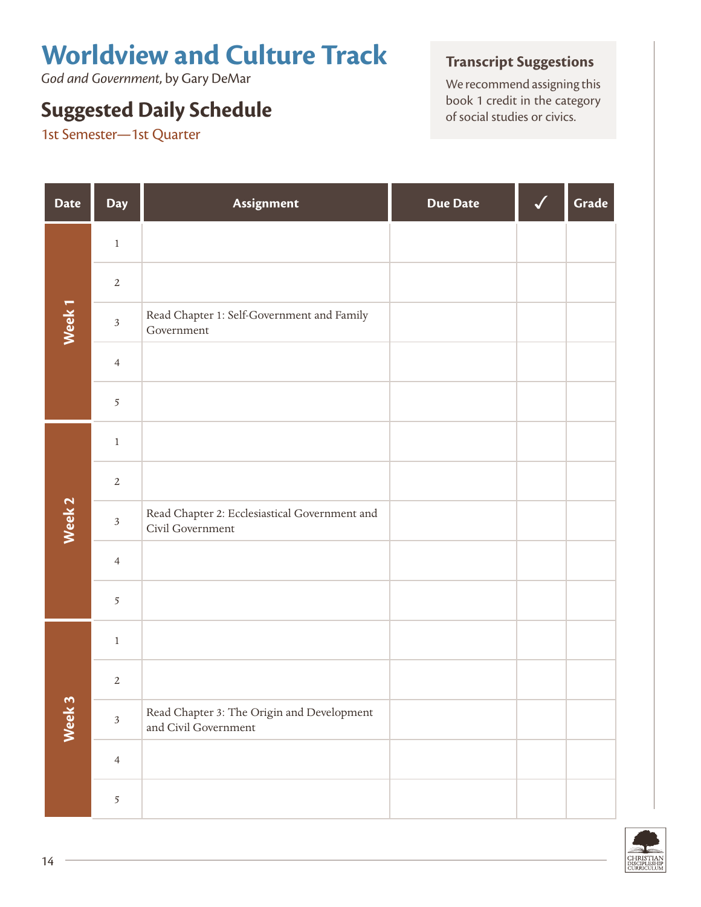# Worldview and Culture Track

*God and Government,* by Gary DeMar

## Suggested Daily Schedule

1st Semester—1st Quarter

### Transcript Suggestions

We recommend assigning this book 1 credit in the category of social studies or civics.

| Date | Day | Assignment | Due Date | ✓ | Grade |
|---|---|---|---|---|---|
| Week 1 | 1 | | | | |
| | 2 | | | | |
| | 3 | Read Chapter 1: Self-Government and Family Government | | | |
| | 4 | | | | |
| | 5 | | | | |
| Week 2 | 1 | | | | |
| | 2 | | | | |
| | 3 | Read Chapter 2: Ecclesiastical Government and Civil Government | | | |
| | 4 | | | | |
| | 5 | | | | |
| Week 3 | 1 | | | | |
| | 2 | | | | |
| | 3 | Read Chapter 3: The Origin and Development and Civil Government | | | |
| | 4 | | | | |
| | 5 | | | | |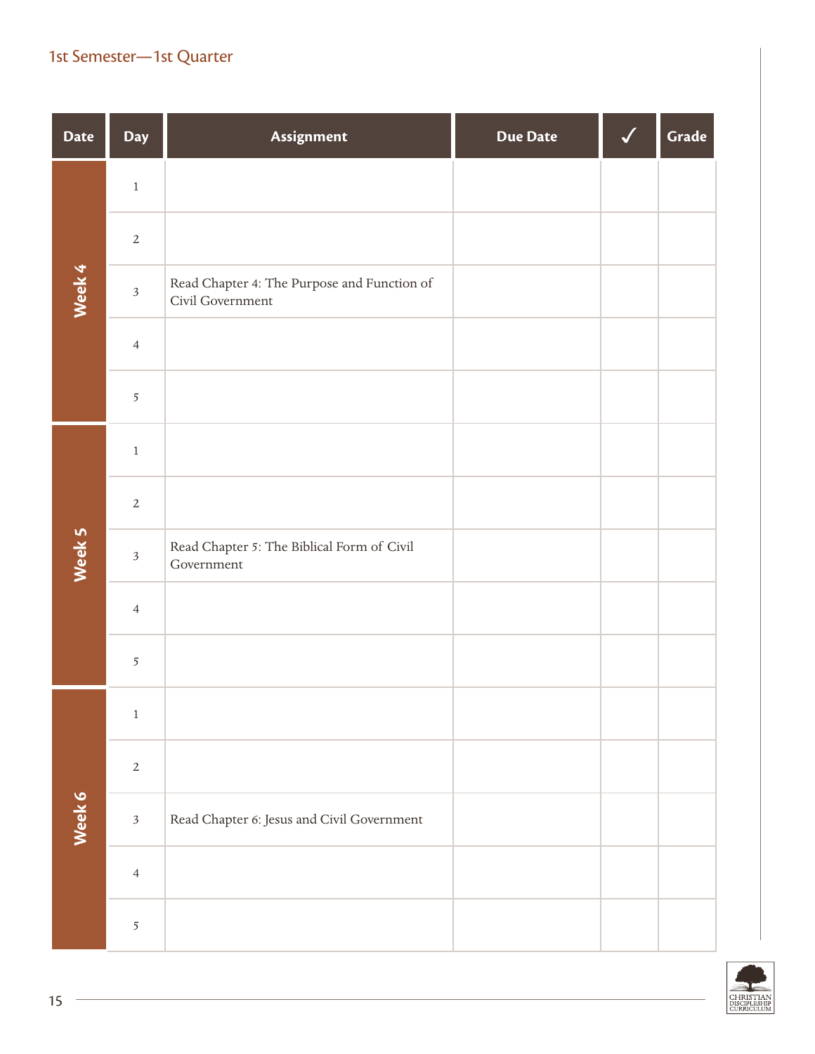1st Semester—1st Quarter

| Date | Day | Assignment | Due Date | ✓ | Grade |
|---|---|---|---|---|---|
| Week 4 | 1 | | | | |
| | 2 | | | | |
| | 3 | Read Chapter 4: The Purpose and Function of Civil Government | | | |
| | 4 | | | | |
| | 5 | | | | |
| Week 5 | 1 | | | | |
| | 2 | | | | |
| | 3 | Read Chapter 5: The Biblical Form of Civil Government | | | |
| | 4 | | | | |
| | 5 | | | | |
| Week 6 | 1 | | | | |
| | 2 | | | | |
| | 3 | Read Chapter 6: Jesus and Civil Government | | | |
| | 4 | | | | |
| | 5 | | | | |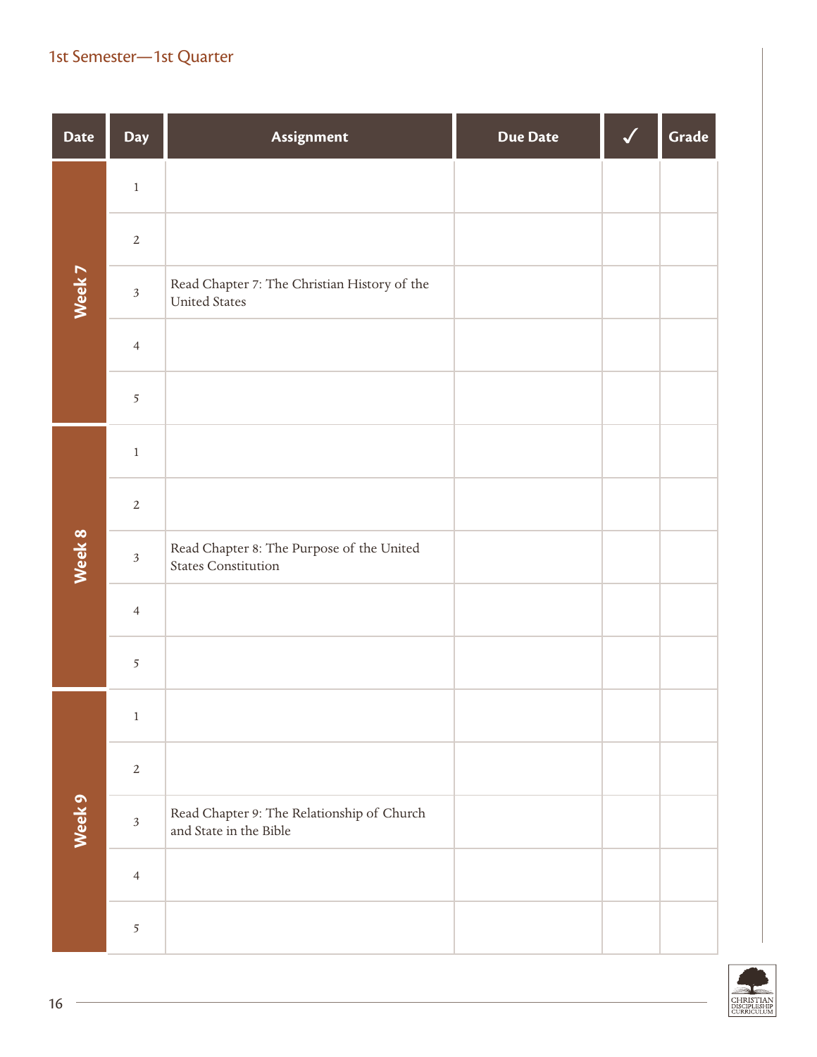## 1st Semester—1st Quarter

| Date | Day | Assignment | Due Date | ✓ | Grade |
|---|---|---|---|---|---|
| Week 7 | 1 | | | | |
| | 2 | | | | |
| | 3 | Read Chapter 7: The Christian History of the United States | | | |
| | 4 | | | | |
| | 5 | | | | |
| Week 8 | 1 | | | | |
| | 2 | | | | |
| | 3 | Read Chapter 8: The Purpose of the United States Constitution | | | |
| | 4 | | | | |
| | 5 | | | | |
| Week 9 | 1 | | | | |
| | 2 | | | | |
| | 3 | Read Chapter 9: The Relationship of Church and State in the Bible | | | |
| | 4 | | | | |
| | 5 | | | | |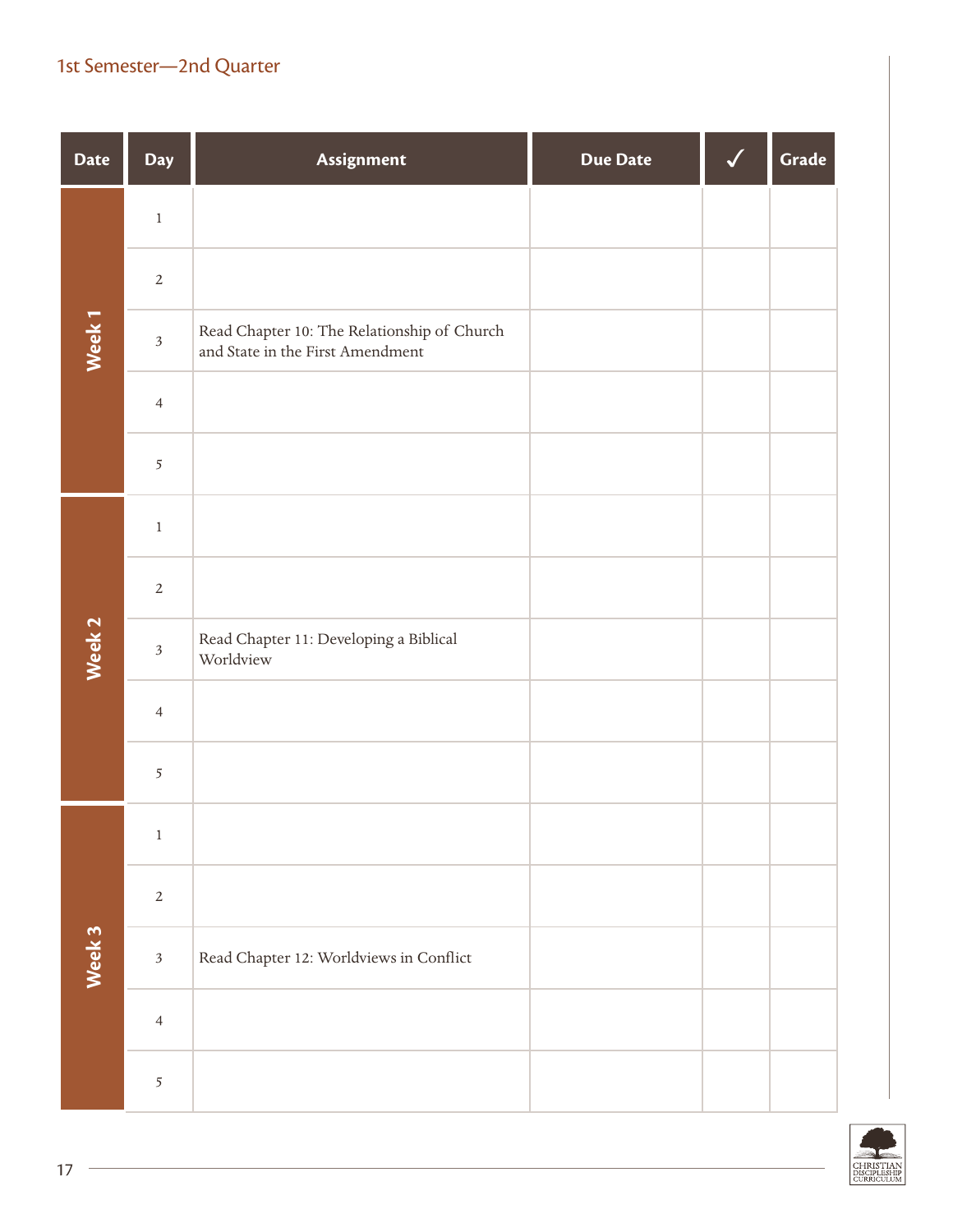## 1st Semester—2nd Quarter

| Date | Day | Assignment | Due Date | ✓ | Grade |
|---|---|---|---|---|---|
| Week 1 | 1 | | | | |
| | 2 | | | | |
| | 3 | Read Chapter 10: The Relationship of Church and State in the First Amendment | | | |
| | 4 | | | | |
| | 5 | | | | |
| Week 2 | 1 | | | | |
| | 2 | | | | |
| | 3 | Read Chapter 11: Developing a Biblical Worldview | | | |
| | 4 | | | | |
| | 5 | | | | |
| Week 3 | 1 | | | | |
| | 2 | | | | |
| | 3 | Read Chapter 12: Worldviews in Conflict | | | |
| | 4 | | | | |
| | 5 | | | | |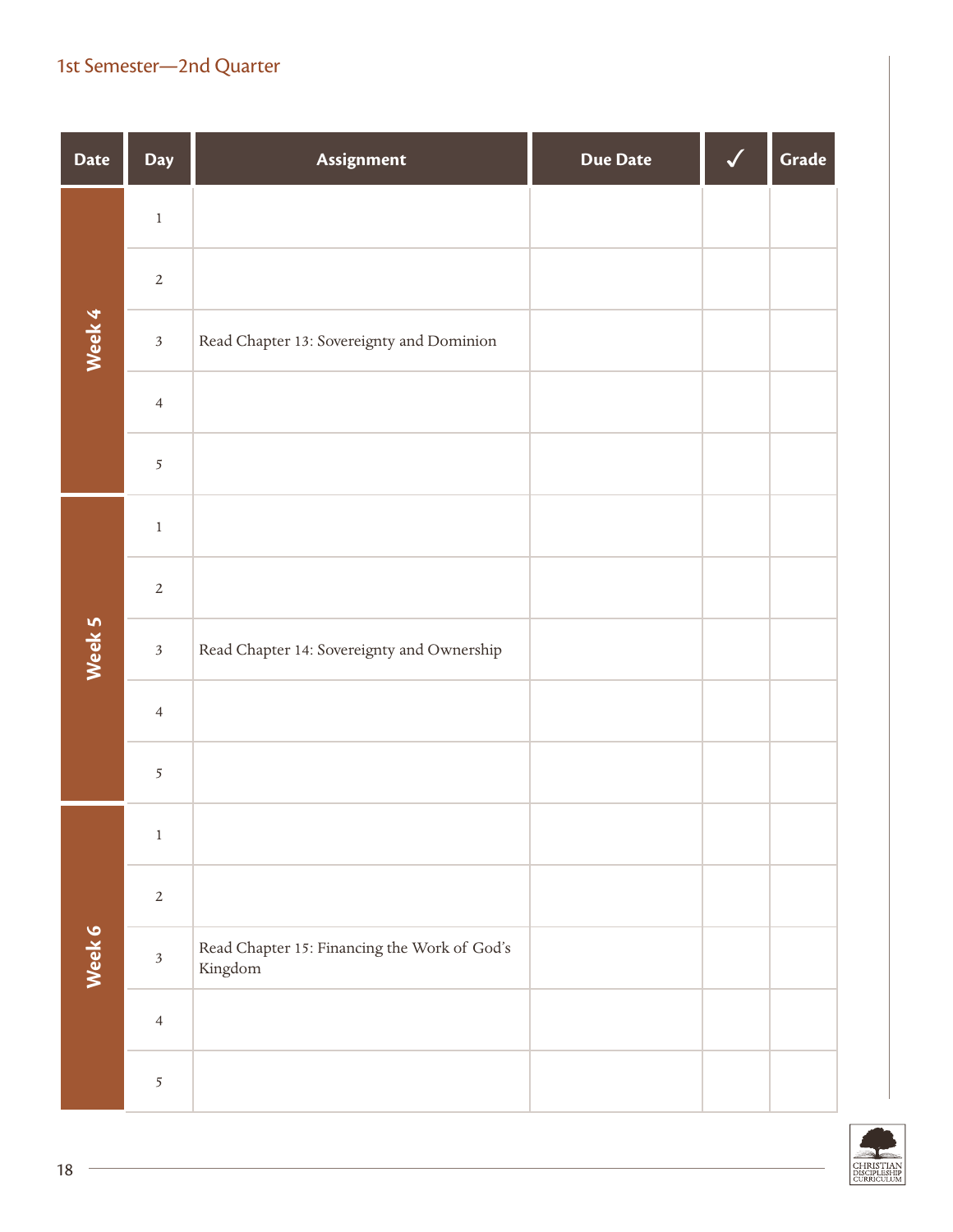1st Semester—2nd Quarter

| Date | Day | Assignment | Due Date | ✓ | Grade |
|---|---|---|---|---|---|
| Week 4 | 1 | | | | |
| | 2 | | | | |
| | 3 | Read Chapter 13: Sovereignty and Dominion | | | |
| | 4 | | | | |
| | 5 | | | | |
| Week 5 | 1 | | | | |
| | 2 | | | | |
| | 3 | Read Chapter 14: Sovereignty and Ownership | | | |
| | 4 | | | | |
| | 5 | | | | |
| Week 6 | 1 | | | | |
| | 2 | | | | |
| | 3 | Read Chapter 15: Financing the Work of God's Kingdom | | | |
| | 4 | | | | |
| | 5 | | | | |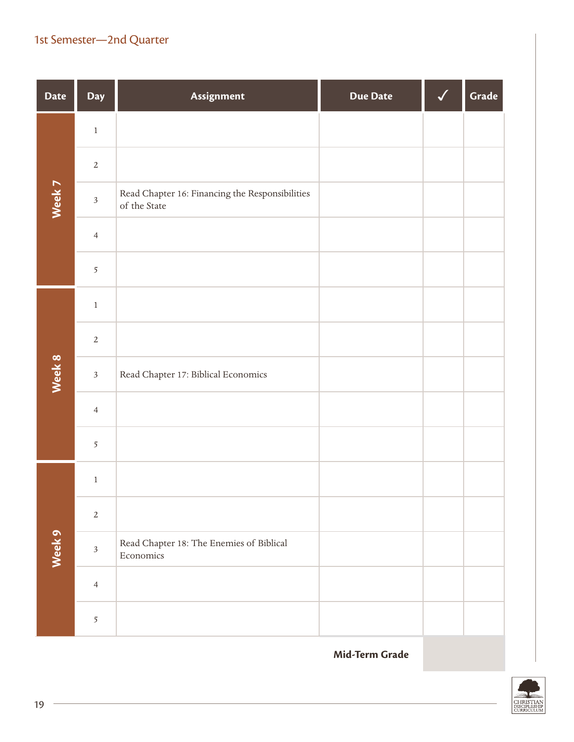1st Semester—2nd Quarter

| Date | Day | Assignment | Due Date | ✓ | Grade |
|---|---|---|---|---|---|
| Week 7 | 1 | | | | |
| | 2 | | | | |
| | 3 | Read Chapter 16: Financing the Responsibilities of the State | | | |
| | 4 | | | | |
| | 5 | | | | |
| Week 8 | 1 | | | | |
| | 2 | | | | |
| | 3 | Read Chapter 17: Biblical Economics | | | |
| | 4 | | | | |
| | 5 | | | | |
| Week 9 | 1 | | | | |
| | 2 | | | | |
| | 3 | Read Chapter 18: The Enemies of Biblical Economics | | | |
| | 4 | | | | |
| | 5 | | | | |
| | | | **Mid-Term Grade** | | |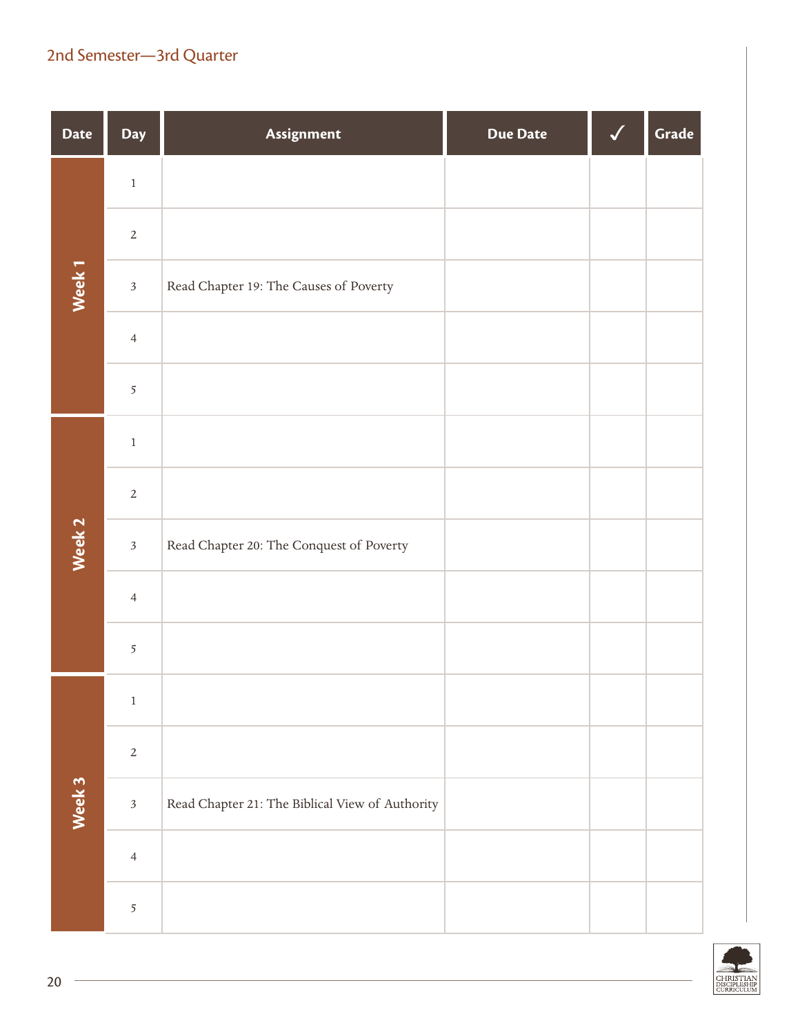## 2nd Semester—3rd Quarter

| Date | Day | Assignment | Due Date | ✓ | Grade |
|---|---|---|---|---|---|
| Week 1 | 1 | | | | |
| | 2 | | | | |
| | 3 | Read Chapter 19: The Causes of Poverty | | | |
| | 4 | | | | |
| | 5 | | | | |
| Week 2 | 1 | | | | |
| | 2 | | | | |
| | 3 | Read Chapter 20: The Conquest of Poverty | | | |
| | 4 | | | | |
| | 5 | | | | |
| Week 3 | 1 | | | | |
| | 2 | | | | |
| | 3 | Read Chapter 21: The Biblical View of Authority | | | |
| | 4 | | | | |
| | 5 | | | | |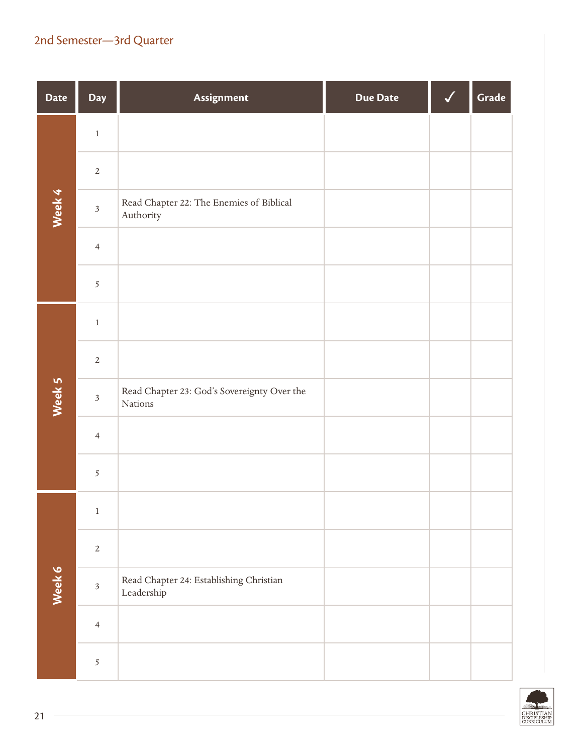## 2nd Semester—3rd Quarter

| Date | Day | Assignment | Due Date | ✓ | Grade |
|---|---|---|---|---|---|
| Week 4 | 1 | | | | |
| | 2 | | | | |
| | 3 | Read Chapter 22: The Enemies of Biblical Authority | | | |
| | 4 | | | | |
| | 5 | | | | |
| Week 5 | 1 | | | | |
| | 2 | | | | |
| | 3 | Read Chapter 23: God's Sovereignty Over the Nations | | | |
| | 4 | | | | |
| | 5 | | | | |
| Week 6 | 1 | | | | |
| | 2 | | | | |
| | 3 | Read Chapter 24: Establishing Christian Leadership | | | |
| | 4 | | | | |
| | 5 | | | | |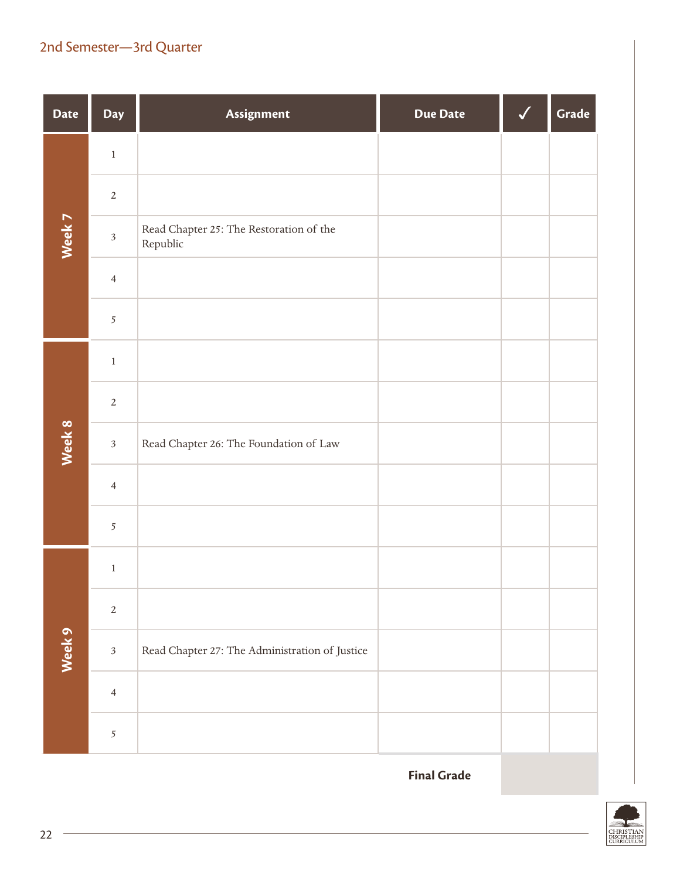## 2nd Semester—3rd Quarter

| Date | Day | Assignment | Due Date | ✓ | Grade |
|---|---|---|---|---|---|
| Week 7 | 1 | | | | |
| | 2 | | | | |
| | 3 | Read Chapter 25: The Restoration of the Republic | | | |
| | 4 | | | | |
| | 5 | | | | |
| Week 8 | 1 | | | | |
| | 2 | | | | |
| | 3 | Read Chapter 26: The Foundation of Law | | | |
| | 4 | | | | |
| | 5 | | | | |
| Week 9 | 1 | | | | |
| | 2 | | | | |
| | 3 | Read Chapter 27: The Administration of Justice | | | |
| | 4 | | | | |
| | 5 | | | | |
| | | | **Final Grade** | | |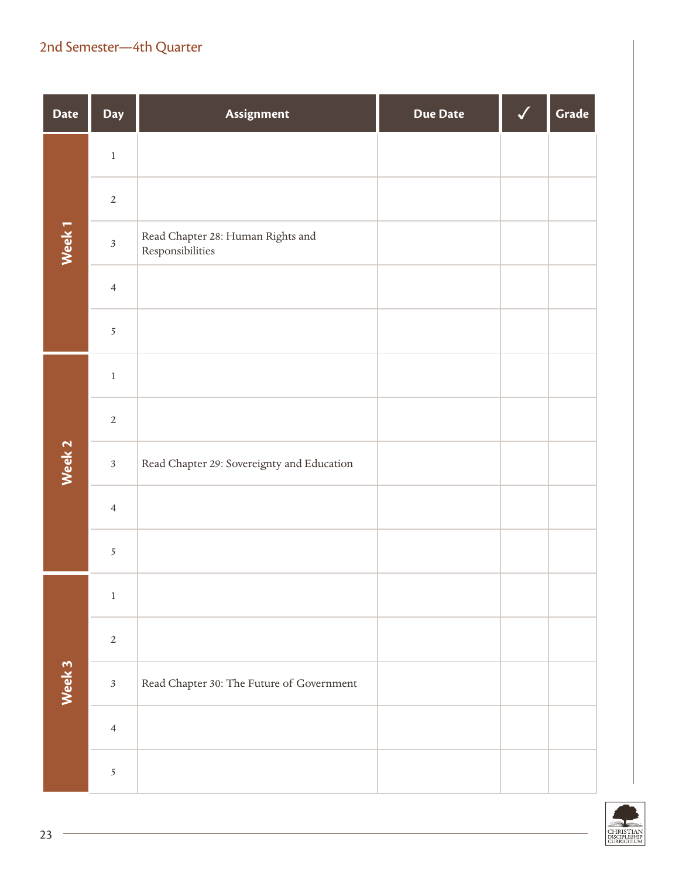## 2nd Semester—4th Quarter

| Date | Day | Assignment | Due Date | ✓ | Grade |
|---|---|---|---|---|---|
| Week 1 | 1 | | | | |
| | 2 | | | | |
| | 3 | Read Chapter 28: Human Rights and Responsibilities | | | |
| | 4 | | | | |
| | 5 | | | | |
| Week 2 | 1 | | | | |
| | 2 | | | | |
| | 3 | Read Chapter 29: Sovereignty and Education | | | |
| | 4 | | | | |
| | 5 | | | | |
| Week 3 | 1 | | | | |
| | 2 | | | | |
| | 3 | Read Chapter 30: The Future of Government | | | |
| | 4 | | | | |
| | 5 | | | | |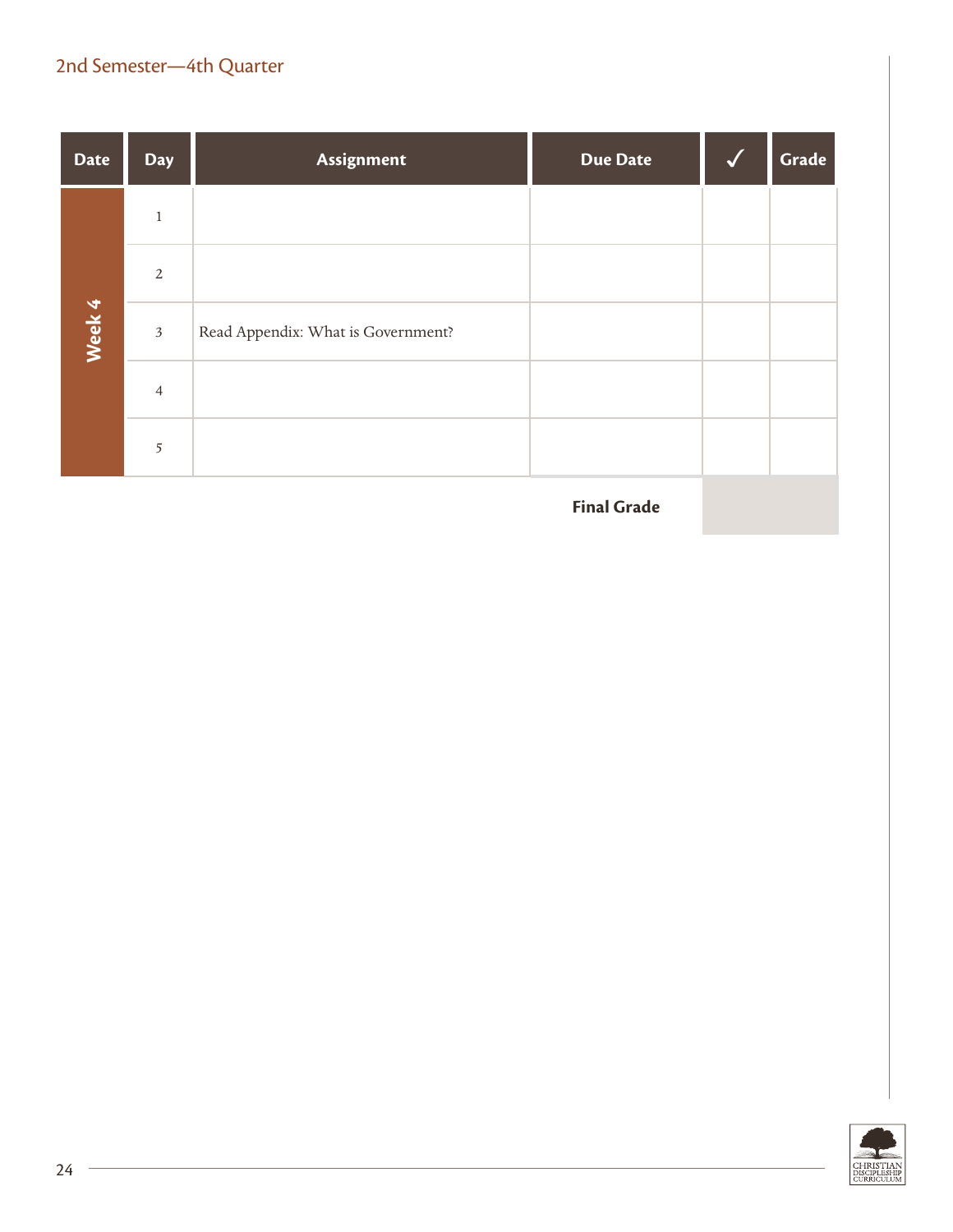## 2nd Semester—4th Quarter

| Date | Day | Assignment | Due Date | ✓ | Grade |
|---|---|---|---|---|---|
| Week 4 | 1 | | | | |
| | 2 | | | | |
| | 3 | Read Appendix: What is Government? | | | |
| | 4 | | | | |
| | 5 | | | | |
| | | | **Final Grade** | | |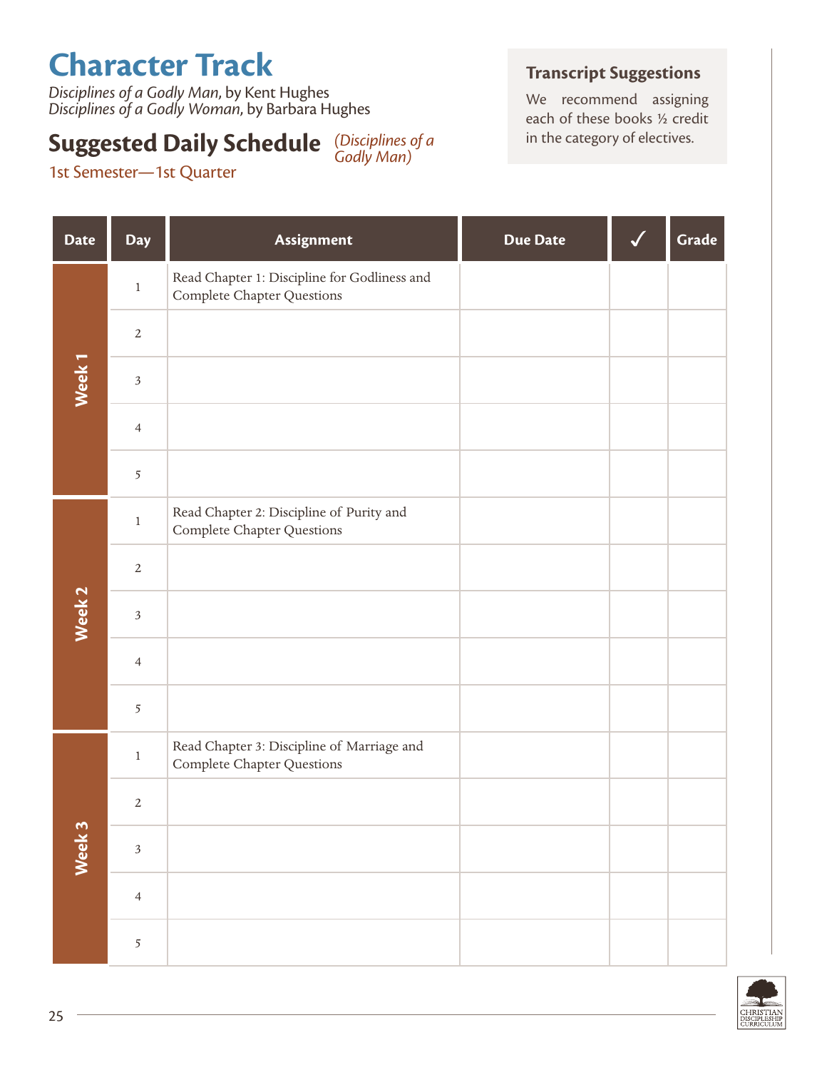# Character Track

*Disciplines of a Godly Man*, by Kent Hughes
*Disciplines of a Godly Woman*, by Barbara Hughes

## Suggested Daily Schedule *(Disciplines of a Godly Man)*

1st Semester—1st Quarter

### Transcript Suggestions

We recommend assigning each of these books ½ credit in the category of electives.

| Date | Day | Assignment | Due Date | ✓ | Grade |
|---|---|---|---|---|---|
| Week 1 | 1 | Read Chapter 1: Discipline for Godliness and Complete Chapter Questions | | | |
| | 2 | | | | |
| | 3 | | | | |
| | 4 | | | | |
| | 5 | | | | |
| Week 2 | 1 | Read Chapter 2: Discipline of Purity and Complete Chapter Questions | | | |
| | 2 | | | | |
| | 3 | | | | |
| | 4 | | | | |
| | 5 | | | | |
| Week 3 | 1 | Read Chapter 3: Discipline of Marriage and Complete Chapter Questions | | | |
| | 2 | | | | |
| | 3 | | | | |
| | 4 | | | | |
| | 5 | | | | |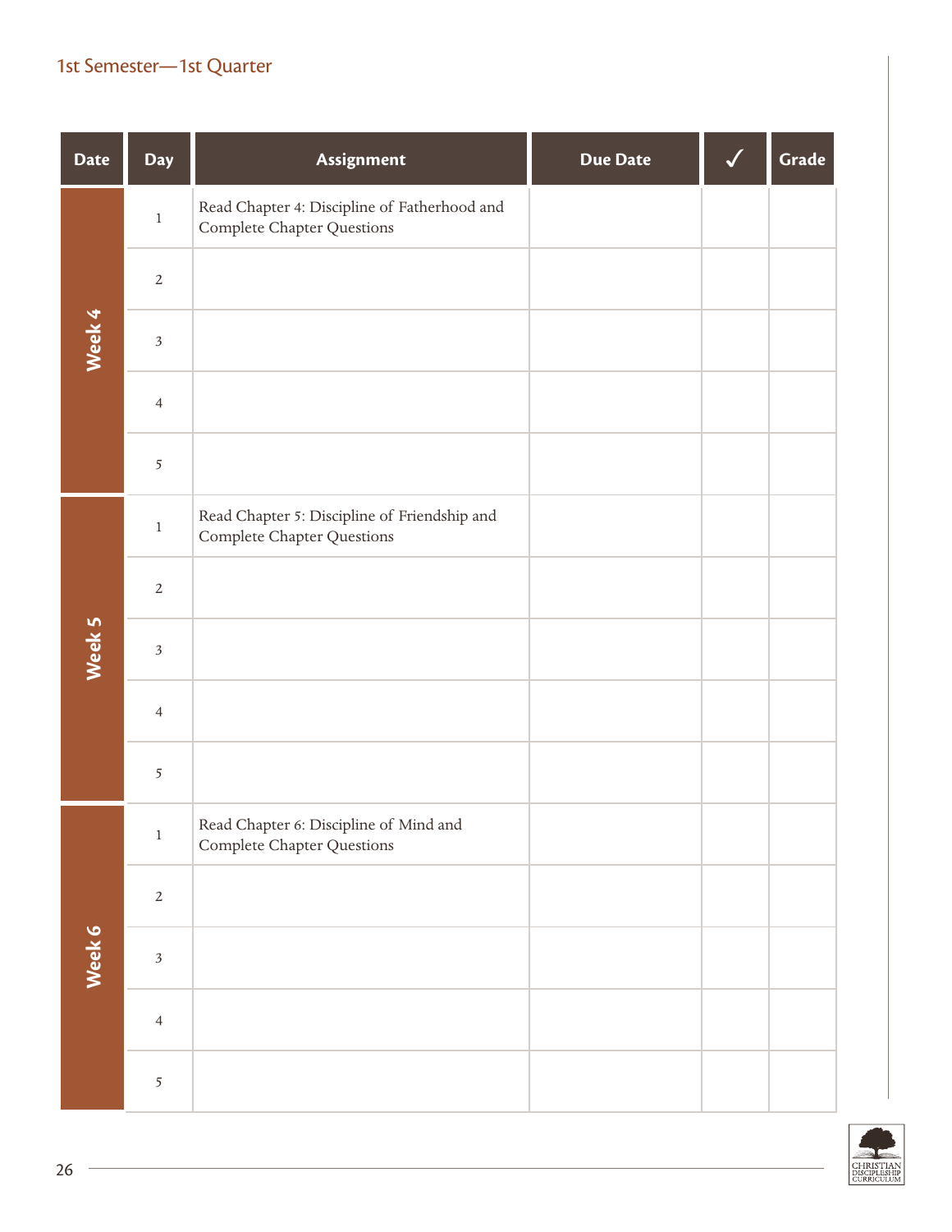## 1st Semester—1st Quarter

| Date | Day | Assignment | Due Date | ✓ | Grade |
|---|---|---|---|---|---|
| Week 4 | 1 | Read Chapter 4: Discipline of Fatherhood and Complete Chapter Questions | | | |
| | 2 | | | | |
| | 3 | | | | |
| | 4 | | | | |
| | 5 | | | | |
| Week 5 | 1 | Read Chapter 5: Discipline of Friendship and Complete Chapter Questions | | | |
| | 2 | | | | |
| | 3 | | | | |
| | 4 | | | | |
| | 5 | | | | |
| Week 6 | 1 | Read Chapter 6: Discipline of Mind and Complete Chapter Questions | | | |
| | 2 | | | | |
| | 3 | | | | |
| | 4 | | | | |
| | 5 | | | | |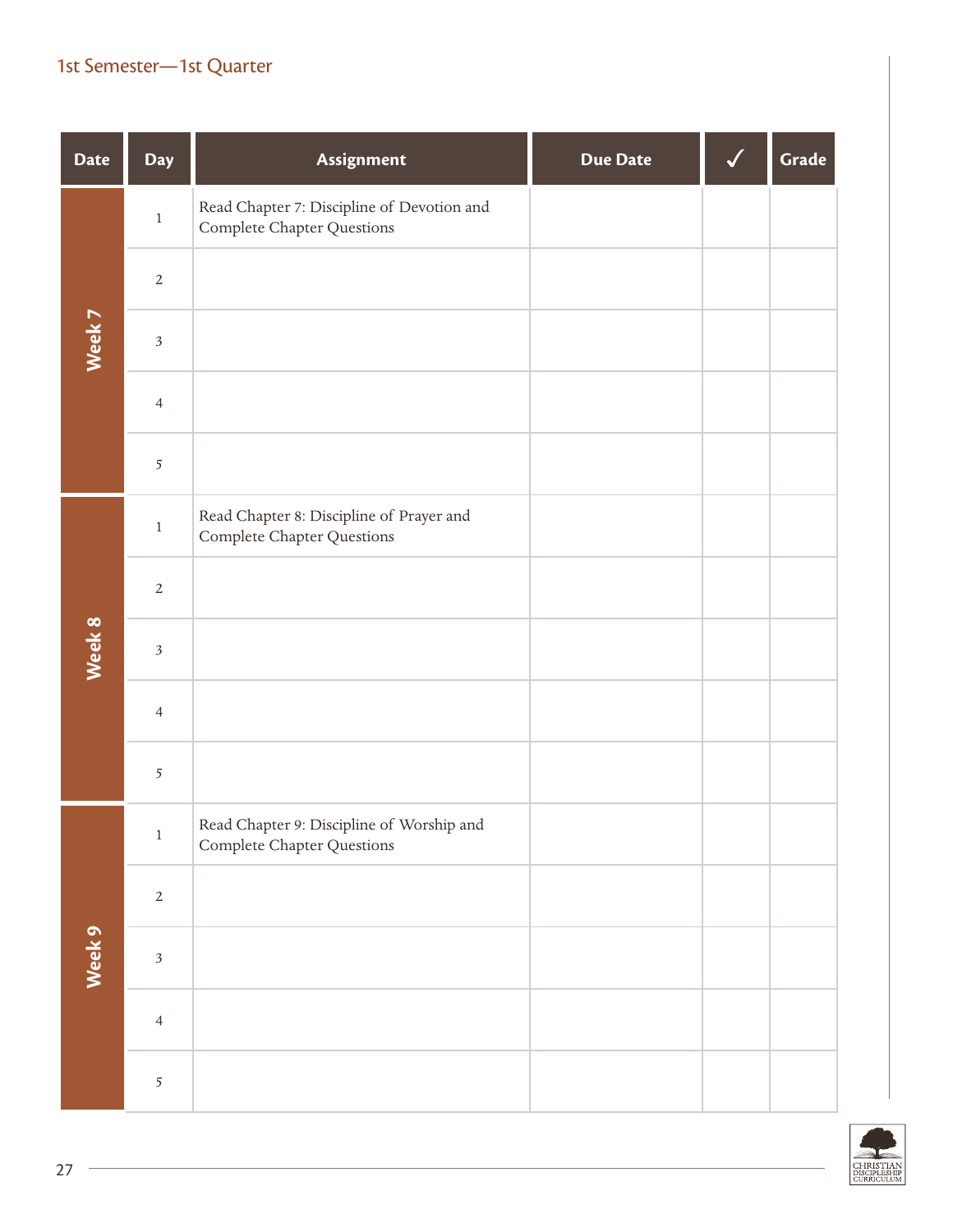1st Semester—1st Quarter

| Date | Day | Assignment | Due Date | ✓ | Grade |
|---|---|---|---|---|---|
| Week 7 | 1 | Read Chapter 7: Discipline of Devotion and Complete Chapter Questions | | | |
| | 2 | | | | |
| | 3 | | | | |
| | 4 | | | | |
| | 5 | | | | |
| Week 8 | 1 | Read Chapter 8: Discipline of Prayer and Complete Chapter Questions | | | |
| | 2 | | | | |
| | 3 | | | | |
| | 4 | | | | |
| | 5 | | | | |
| Week 9 | 1 | Read Chapter 9: Discipline of Worship and Complete Chapter Questions | | | |
| | 2 | | | | |
| | 3 | | | | |
| | 4 | | | | |
| | 5 | | | | |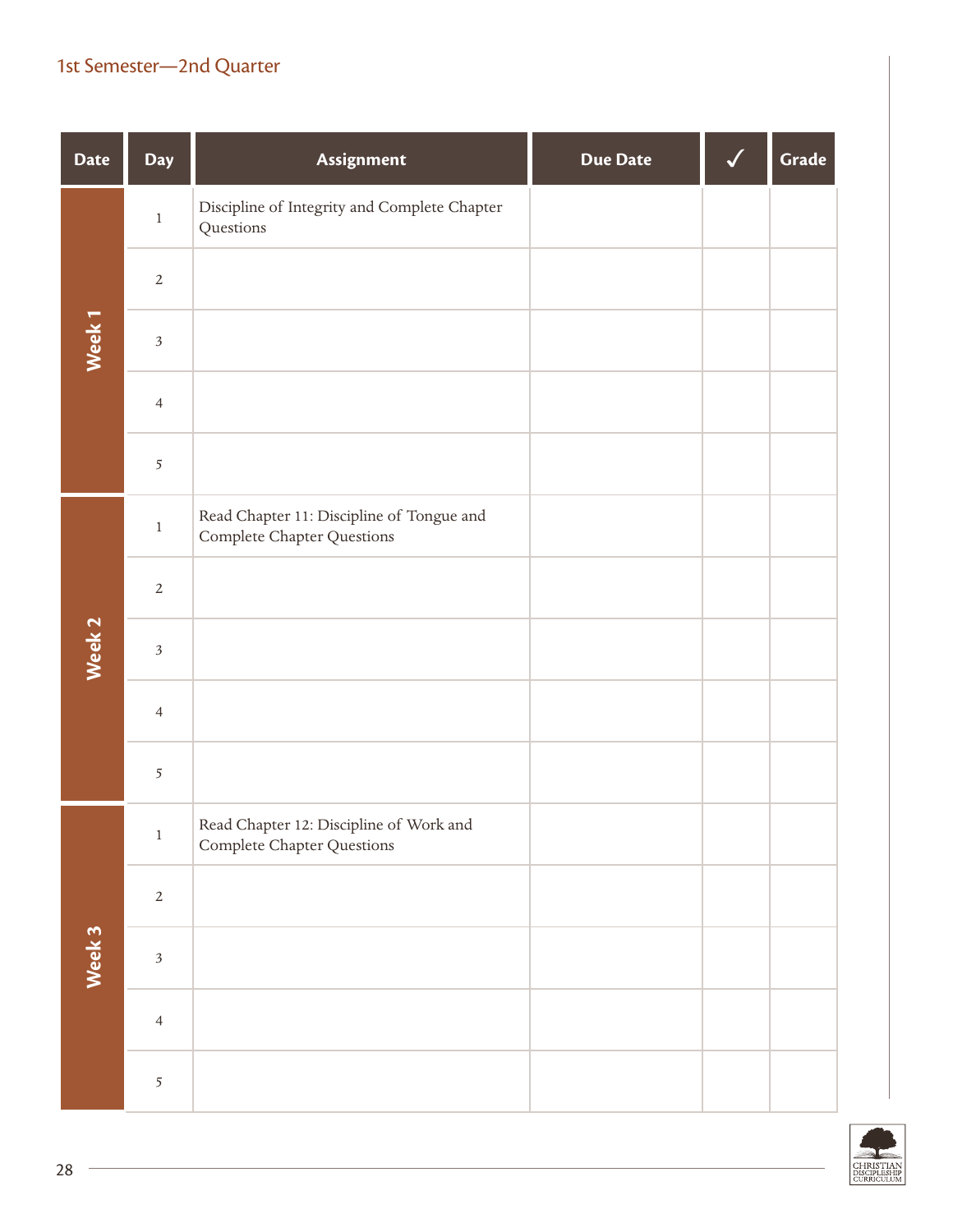1st Semester—2nd Quarter

| Date | Day | Assignment | Due Date | ✓ | Grade |
|---|---|---|---|---|---|
| Week 1 | 1 | Discipline of Integrity and Complete Chapter Questions | | | |
| | 2 | | | | |
| | 3 | | | | |
| | 4 | | | | |
| | 5 | | | | |
| Week 2 | 1 | Read Chapter 11: Discipline of Tongue and Complete Chapter Questions | | | |
| | 2 | | | | |
| | 3 | | | | |
| | 4 | | | | |
| | 5 | | | | |
| Week 3 | 1 | Read Chapter 12: Discipline of Work and Complete Chapter Questions | | | |
| | 2 | | | | |
| | 3 | | | | |
| | 4 | | | | |
| | 5 | | | | |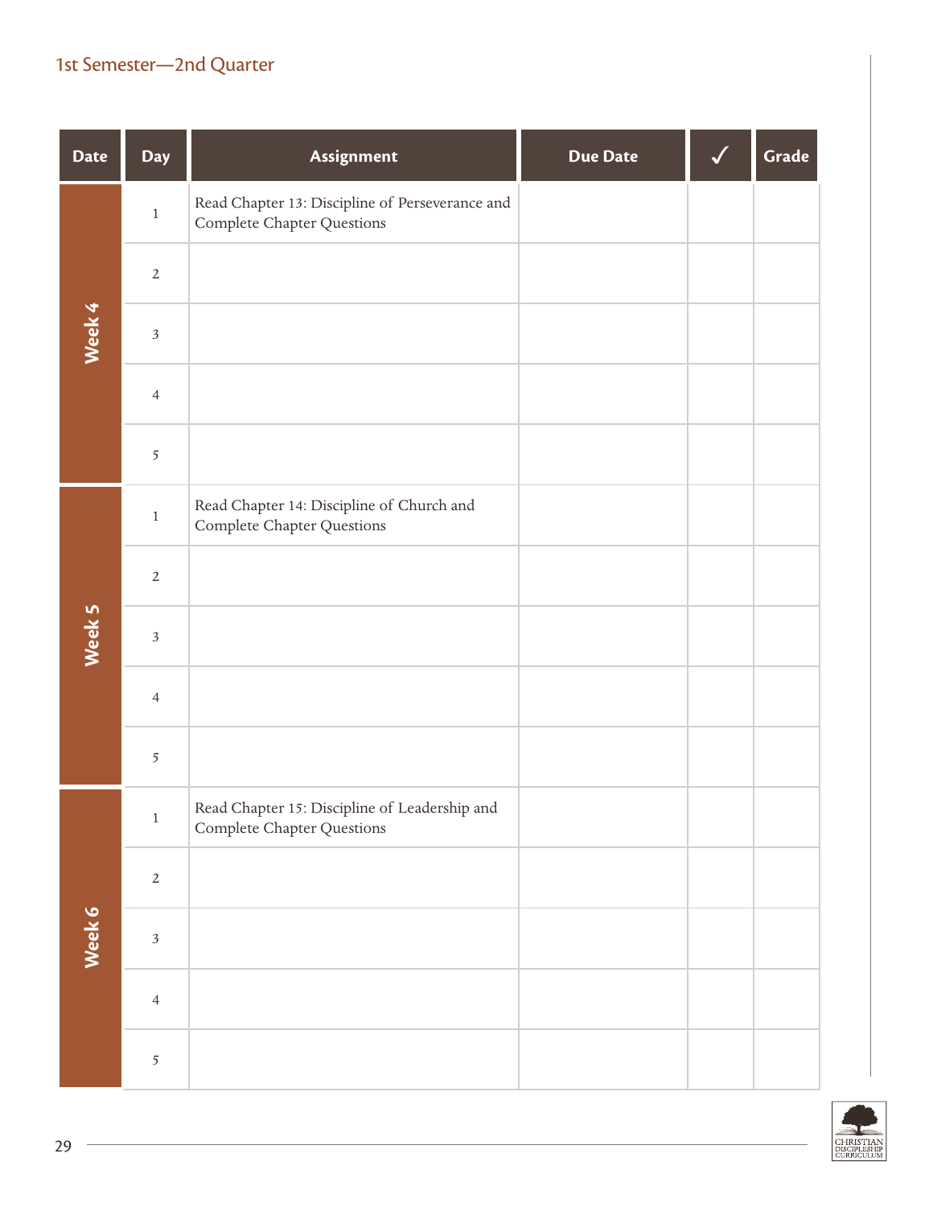1st Semester—2nd Quarter

| Date | Day | Assignment | Due Date | ✓ | Grade |
|---|---|---|---|---|---|
| Week 4 | 1 | Read Chapter 13: Discipline of Perseverance and Complete Chapter Questions | | | |
| | 2 | | | | |
| | 3 | | | | |
| | 4 | | | | |
| | 5 | | | | |
| Week 5 | 1 | Read Chapter 14: Discipline of Church and Complete Chapter Questions | | | |
| | 2 | | | | |
| | 3 | | | | |
| | 4 | | | | |
| | 5 | | | | |
| Week 6 | 1 | Read Chapter 15: Discipline of Leadership and Complete Chapter Questions | | | |
| | 2 | | | | |
| | 3 | | | | |
| | 4 | | | | |
| | 5 | | | | |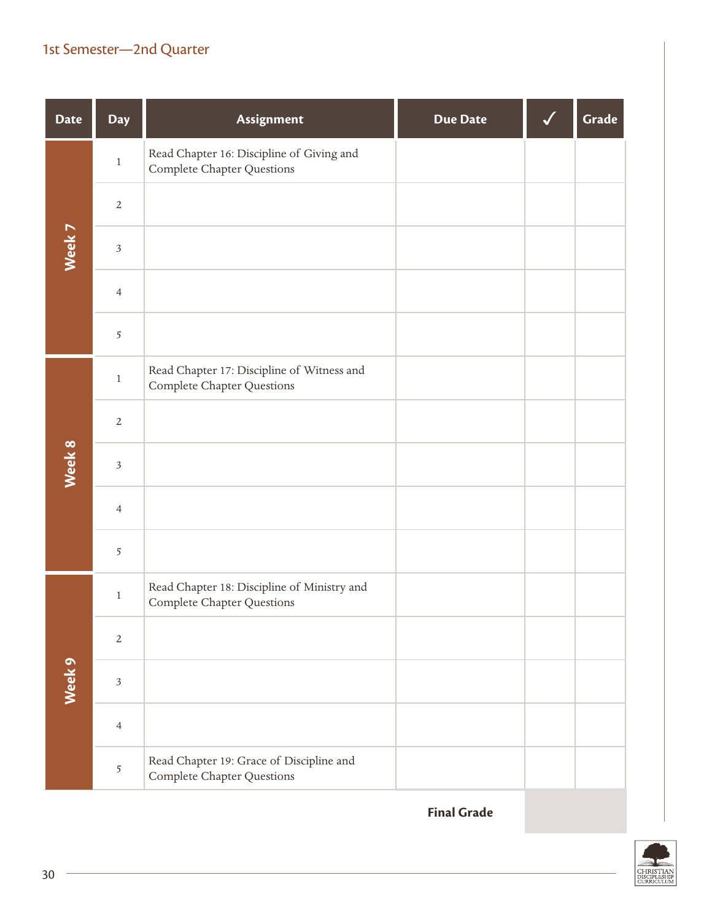## 1st Semester—2nd Quarter

| Date | Day | Assignment | Due Date | ✓ | Grade |
|---|---|---|---|---|---|
| Week 7 | 1 | Read Chapter 16: Discipline of Giving and Complete Chapter Questions | | | |
| | 2 | | | | |
| | 3 | | | | |
| | 4 | | | | |
| | 5 | | | | |
| Week 8 | 1 | Read Chapter 17: Discipline of Witness and Complete Chapter Questions | | | |
| | 2 | | | | |
| | 3 | | | | |
| | 4 | | | | |
| | 5 | | | | |
| Week 9 | 1 | Read Chapter 18: Discipline of Ministry and Complete Chapter Questions | | | |
| | 2 | | | | |
| | 3 | | | | |
| | 4 | | | | |
| | 5 | Read Chapter 19: Grace of Discipline and Complete Chapter Questions | | | |
| | | | **Final Grade** | | |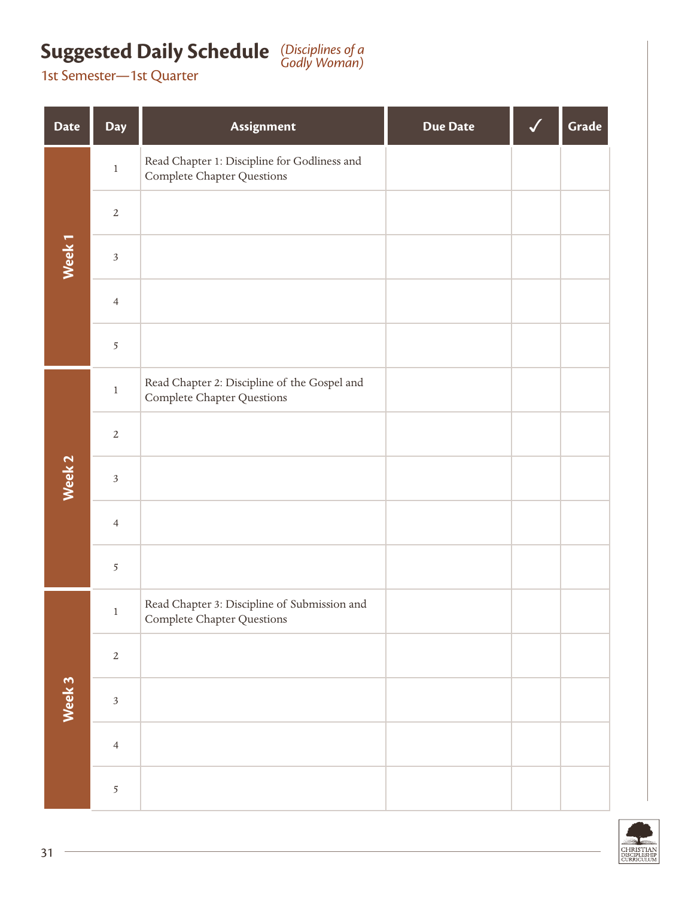## Suggested Daily Schedule *(Disciplines of a Godly Woman)*

1st Semester—1st Quarter

| Date | Day | Assignment | Due Date | ✓ | Grade |
|---|---|---|---|---|---|
| Week 1 | 1 | Read Chapter 1: Discipline for Godliness and Complete Chapter Questions | | | |
| | 2 | | | | |
| | 3 | | | | |
| | 4 | | | | |
| | 5 | | | | |
| Week 2 | 1 | Read Chapter 2: Discipline of the Gospel and Complete Chapter Questions | | | |
| | 2 | | | | |
| | 3 | | | | |
| | 4 | | | | |
| | 5 | | | | |
| Week 3 | 1 | Read Chapter 3: Discipline of Submission and Complete Chapter Questions | | | |
| | 2 | | | | |
| | 3 | | | | |
| | 4 | | | | |
| | 5 | | | | |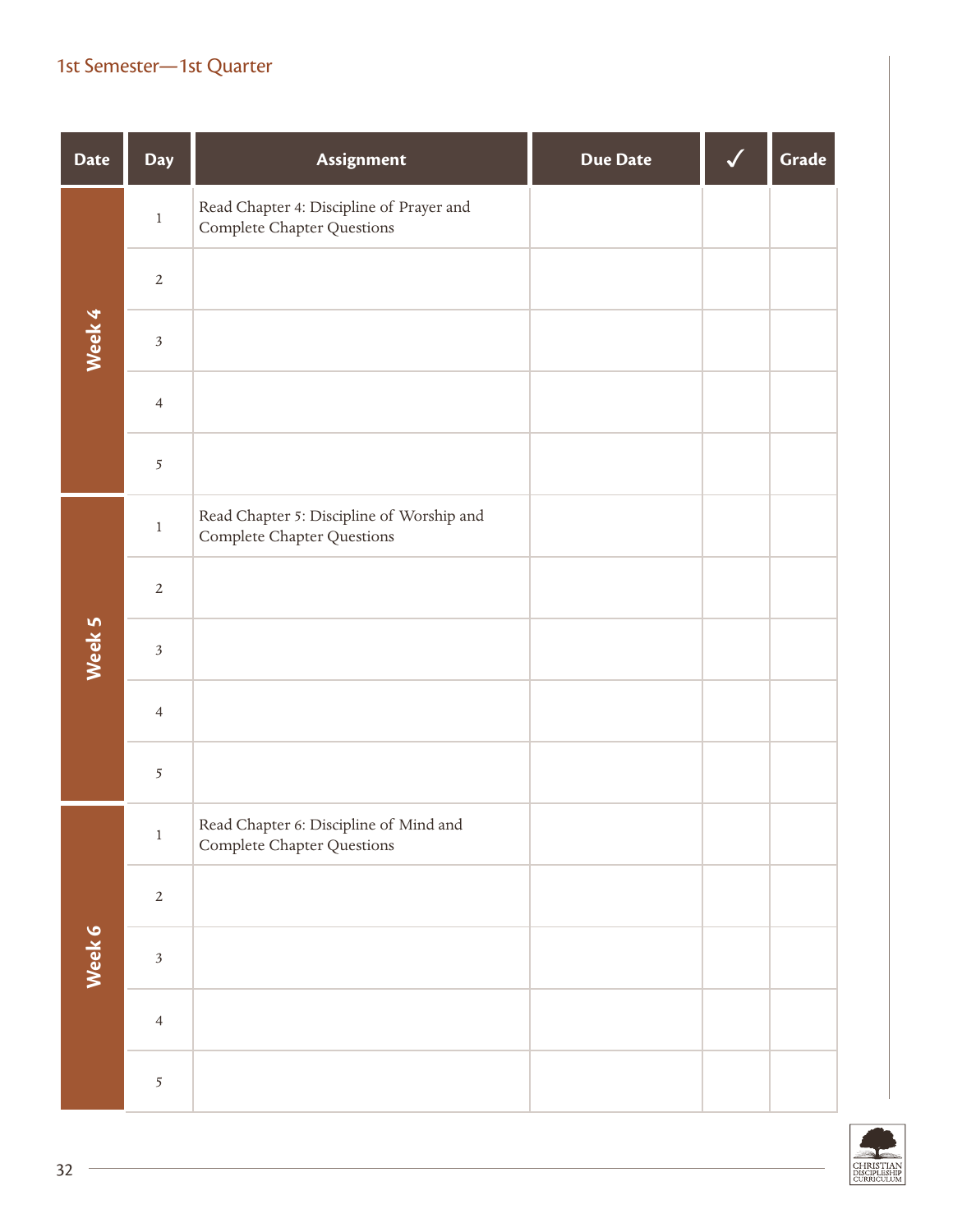## 1st Semester—1st Quarter

| Date | Day | Assignment | Due Date | ✓ | Grade |
|---|---|---|---|---|---|
| Week 4 | 1 | Read Chapter 4: Discipline of Prayer and Complete Chapter Questions | | | |
| | 2 | | | | |
| | 3 | | | | |
| | 4 | | | | |
| | 5 | | | | |
| Week 5 | 1 | Read Chapter 5: Discipline of Worship and Complete Chapter Questions | | | |
| | 2 | | | | |
| | 3 | | | | |
| | 4 | | | | |
| | 5 | | | | |
| Week 6 | 1 | Read Chapter 6: Discipline of Mind and Complete Chapter Questions | | | |
| | 2 | | | | |
| | 3 | | | | |
| | 4 | | | | |
| | 5 | | | | |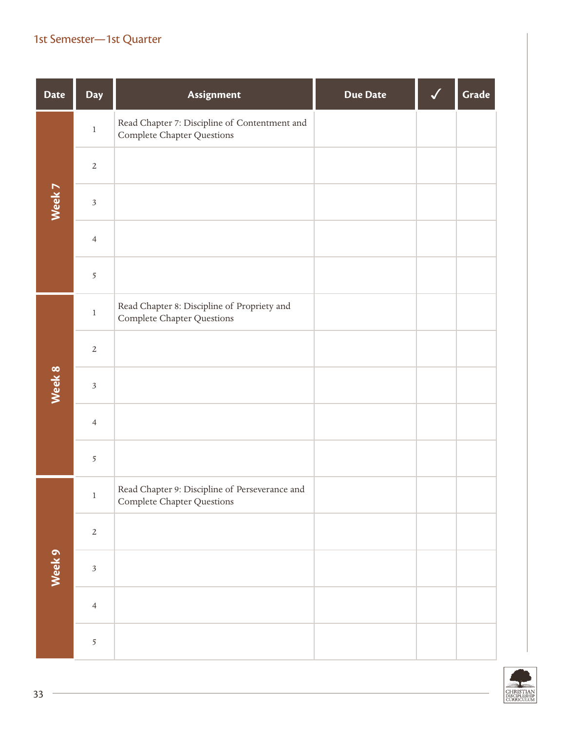1st Semester—1st Quarter

| Date | Day | Assignment | Due Date | ✓ | Grade |
|---|---|---|---|---|---|
| Week 7 | 1 | Read Chapter 7: Discipline of Contentment and Complete Chapter Questions | | | |
| | 2 | | | | |
| | 3 | | | | |
| | 4 | | | | |
| | 5 | | | | |
| Week 8 | 1 | Read Chapter 8: Discipline of Propriety and Complete Chapter Questions | | | |
| | 2 | | | | |
| | 3 | | | | |
| | 4 | | | | |
| | 5 | | | | |
| Week 9 | 1 | Read Chapter 9: Discipline of Perseverance and Complete Chapter Questions | | | |
| | 2 | | | | |
| | 3 | | | | |
| | 4 | | | | |
| | 5 | | | | |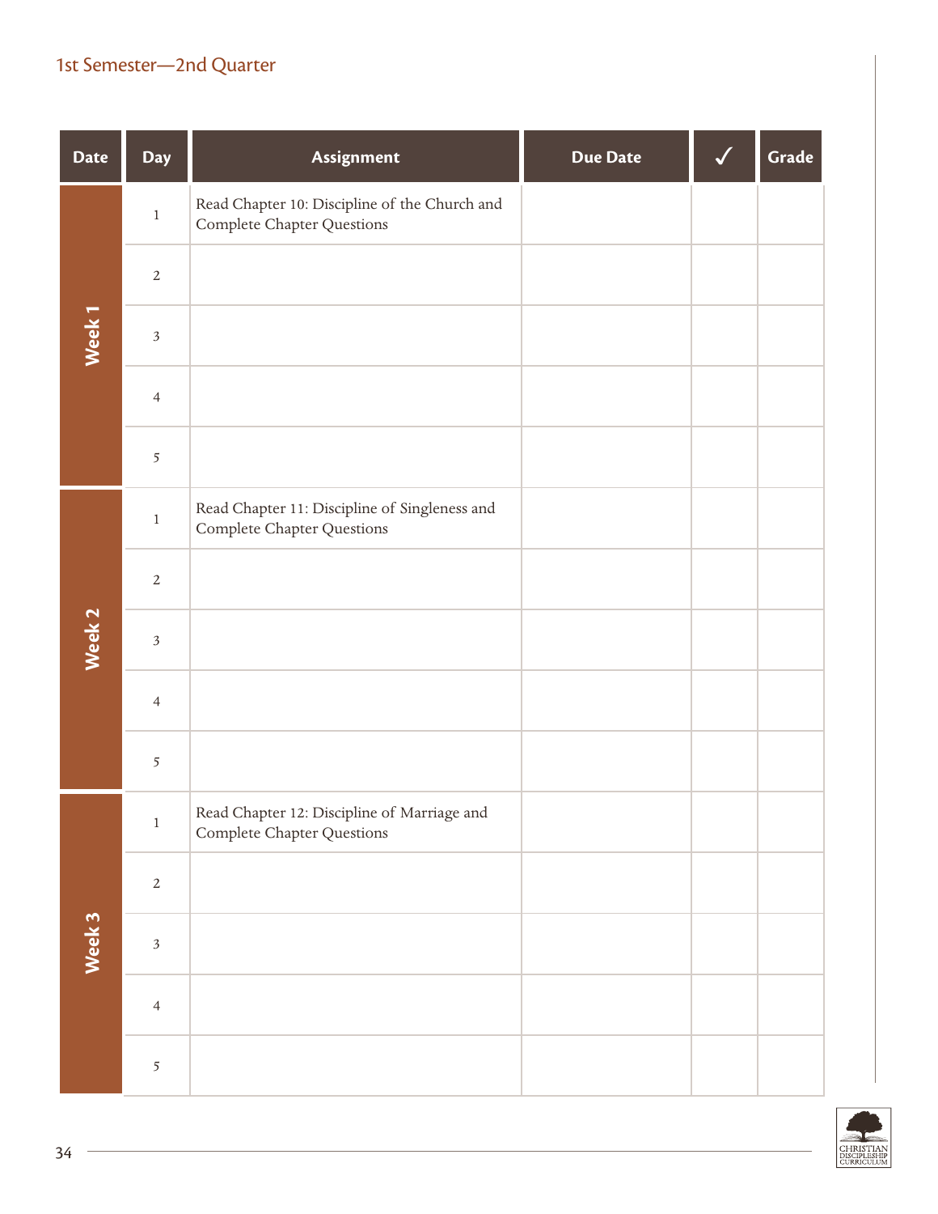## 1st Semester—2nd Quarter

| Date | Day | Assignment | Due Date | ✓ | Grade |
|---|---|---|---|---|---|
| Week 1 | 1 | Read Chapter 10: Discipline of the Church and Complete Chapter Questions | | | |
| | 2 | | | | |
| | 3 | | | | |
| | 4 | | | | |
| | 5 | | | | |
| Week 2 | 1 | Read Chapter 11: Discipline of Singleness and Complete Chapter Questions | | | |
| | 2 | | | | |
| | 3 | | | | |
| | 4 | | | | |
| | 5 | | | | |
| Week 3 | 1 | Read Chapter 12: Discipline of Marriage and Complete Chapter Questions | | | |
| | 2 | | | | |
| | 3 | | | | |
| | 4 | | | | |
| | 5 | | | | |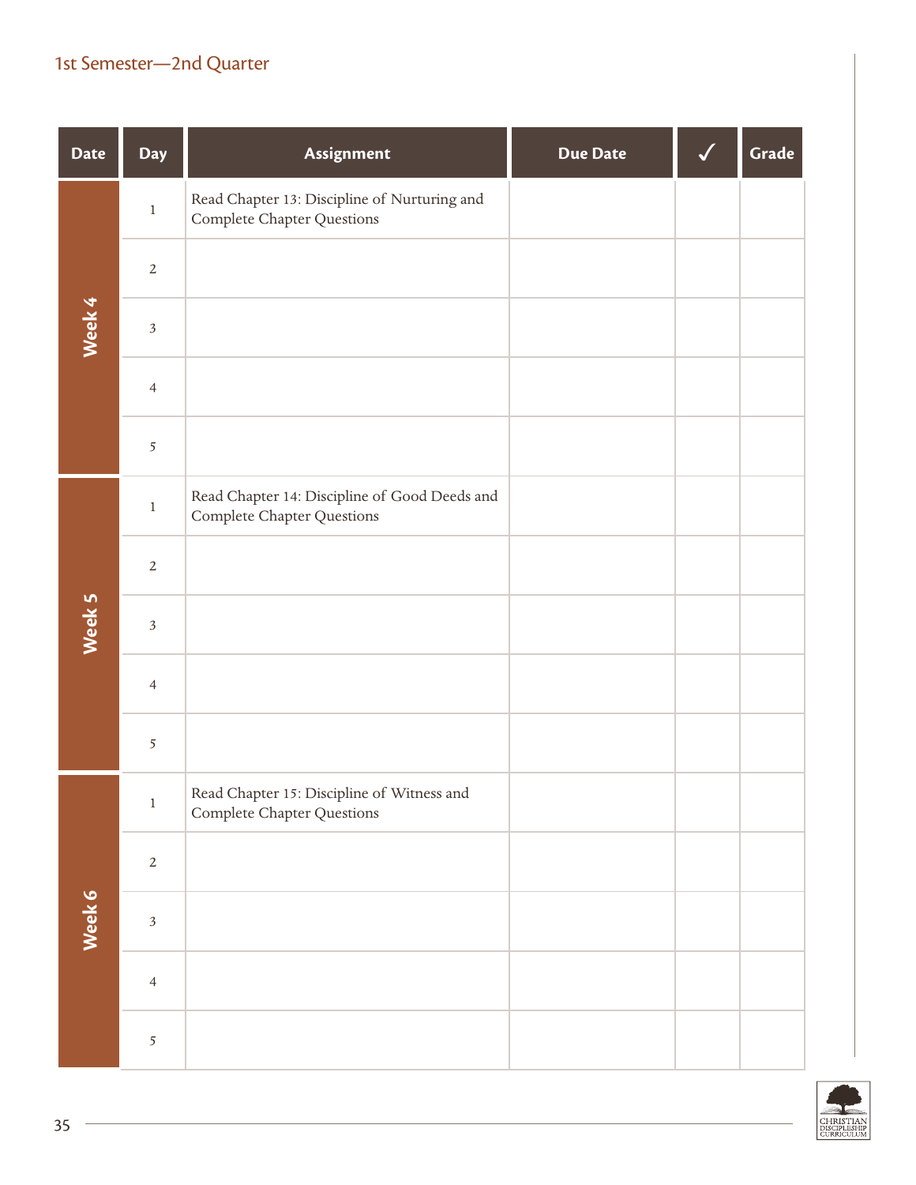1st Semester—2nd Quarter

| Date | Day | Assignment | Due Date | ✓ | Grade |
|---|---|---|---|---|---|
| Week 4 | 1 | Read Chapter 13: Discipline of Nurturing and Complete Chapter Questions | | | |
| | 2 | | | | |
| | 3 | | | | |
| | 4 | | | | |
| | 5 | | | | |
| Week 5 | 1 | Read Chapter 14: Discipline of Good Deeds and Complete Chapter Questions | | | |
| | 2 | | | | |
| | 3 | | | | |
| | 4 | | | | |
| | 5 | | | | |
| Week 6 | 1 | Read Chapter 15: Discipline of Witness and Complete Chapter Questions | | | |
| | 2 | | | | |
| | 3 | | | | |
| | 4 | | | | |
| | 5 | | | | |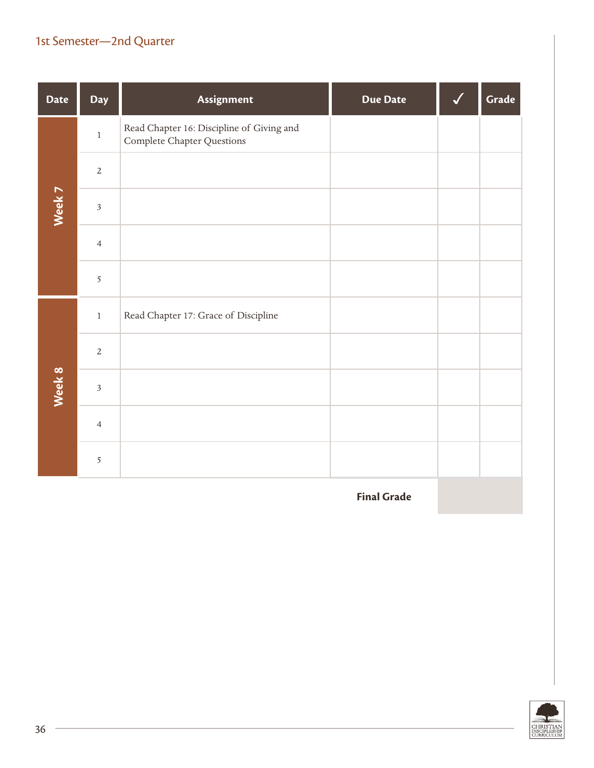## 1st Semester—2nd Quarter

| Date | Day | Assignment | Due Date | ✓ | Grade |
|---|---|---|---|---|---|
| Week 7 | 1 | Read Chapter 16: Discipline of Giving and Complete Chapter Questions | | | |
| | 2 | | | | |
| | 3 | | | | |
| | 4 | | | | |
| | 5 | | | | |
| Week 8 | 1 | Read Chapter 17: Grace of Discipline | | | |
| | 2 | | | | |
| | 3 | | | | |
| | 4 | | | | |
| | 5 | | | | |
| | | | **Final Grade** | | |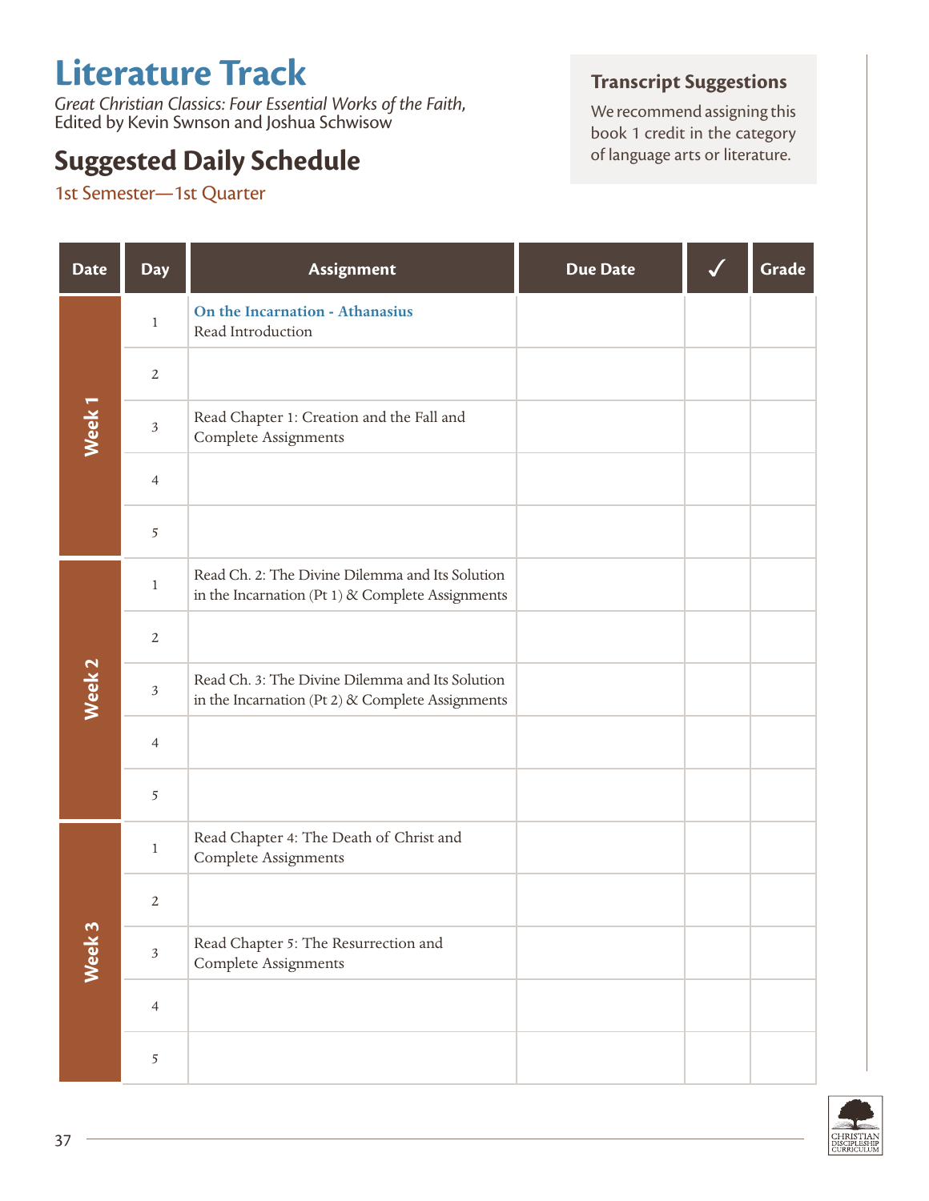# Literature Track

*Great Christian Classics: Four Essential Works of the Faith,*
Edited by Kevin Swnson and Joshua Schwisow

## Suggested Daily Schedule

1st Semester—1st Quarter

### Transcript Suggestions

We recommend assigning this book 1 credit in the category of language arts or literature.

| Date | Day | Assignment | Due Date | ✓ | Grade |
|---|---|---|---|---|---|
| Week 1 | 1 | **On the Incarnation - Athanasius**<br>Read Introduction | | | |
| | 2 | | | | |
| | 3 | Read Chapter 1: Creation and the Fall and Complete Assignments | | | |
| | 4 | | | | |
| | 5 | | | | |
| Week 2 | 1 | Read Ch. 2: The Divine Dilemma and Its Solution in the Incarnation (Pt 1) & Complete Assignments | | | |
| | 2 | | | | |
| | 3 | Read Ch. 3: The Divine Dilemma and Its Solution in the Incarnation (Pt 2) & Complete Assignments | | | |
| | 4 | | | | |
| | 5 | | | | |
| Week 3 | 1 | Read Chapter 4: The Death of Christ and Complete Assignments | | | |
| | 2 | | | | |
| | 3 | Read Chapter 5: The Resurrection and Complete Assignments | | | |
| | 4 | | | | |
| | 5 | | | | |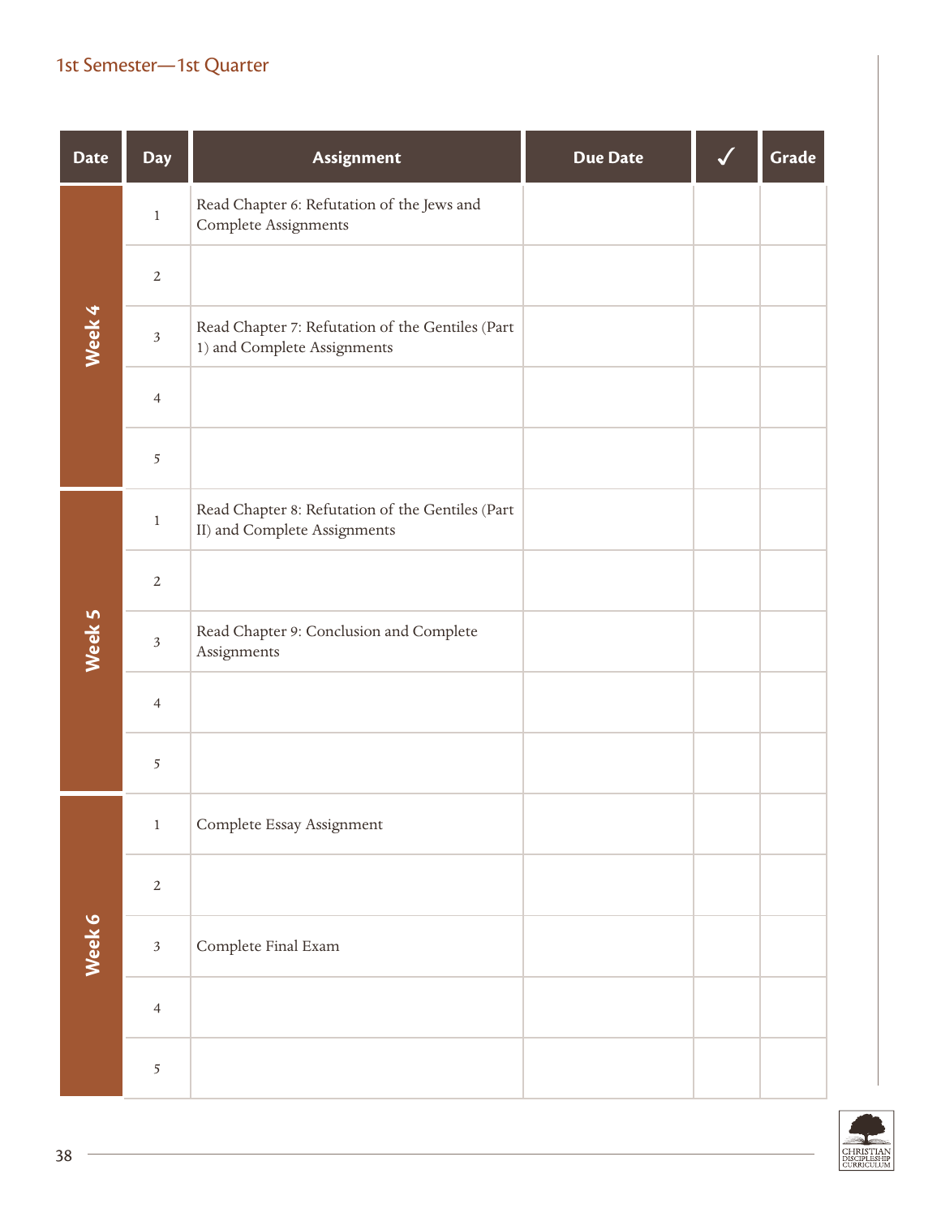## 1st Semester—1st Quarter

| Date | Day | Assignment | Due Date | ✓ | Grade |
|---|---|---|---|---|---|
| Week 4 | 1 | Read Chapter 6: Refutation of the Jews and Complete Assignments | | | |
| | 2 | | | | |
| | 3 | Read Chapter 7: Refutation of the Gentiles (Part 1) and Complete Assignments | | | |
| | 4 | | | | |
| | 5 | | | | |
| Week 5 | 1 | Read Chapter 8: Refutation of the Gentiles (Part II) and Complete Assignments | | | |
| | 2 | | | | |
| | 3 | Read Chapter 9: Conclusion and Complete Assignments | | | |
| | 4 | | | | |
| | 5 | | | | |
| Week 6 | 1 | Complete Essay Assignment | | | |
| | 2 | | | | |
| | 3 | Complete Final Exam | | | |
| | 4 | | | | |
| | 5 | | | | |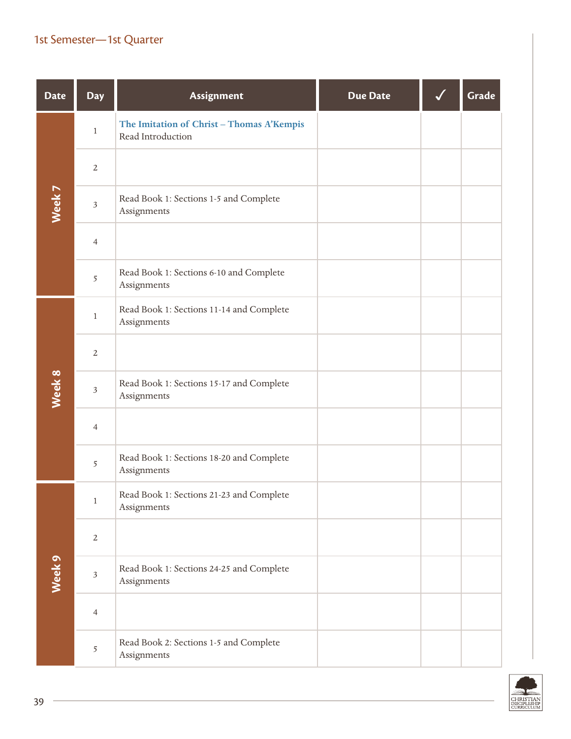1st Semester—1st Quarter

| Date | Day | Assignment | Due Date | ✓ | Grade |
|---|---|---|---|---|---|
| Week 7 | 1 | **The Imitation of Christ – Thomas A'Kempis** Read Introduction | | | |
| | 2 | | | | |
| | 3 | Read Book 1: Sections 1-5 and Complete Assignments | | | |
| | 4 | | | | |
| | 5 | Read Book 1: Sections 6-10 and Complete Assignments | | | |
| Week 8 | 1 | Read Book 1: Sections 11-14 and Complete Assignments | | | |
| | 2 | | | | |
| | 3 | Read Book 1: Sections 15-17 and Complete Assignments | | | |
| | 4 | | | | |
| | 5 | Read Book 1: Sections 18-20 and Complete Assignments | | | |
| Week 9 | 1 | Read Book 1: Sections 21-23 and Complete Assignments | | | |
| | 2 | | | | |
| | 3 | Read Book 1: Sections 24-25 and Complete Assignments | | | |
| | 4 | | | | |
| | 5 | Read Book 2: Sections 1-5 and Complete Assignments | | | |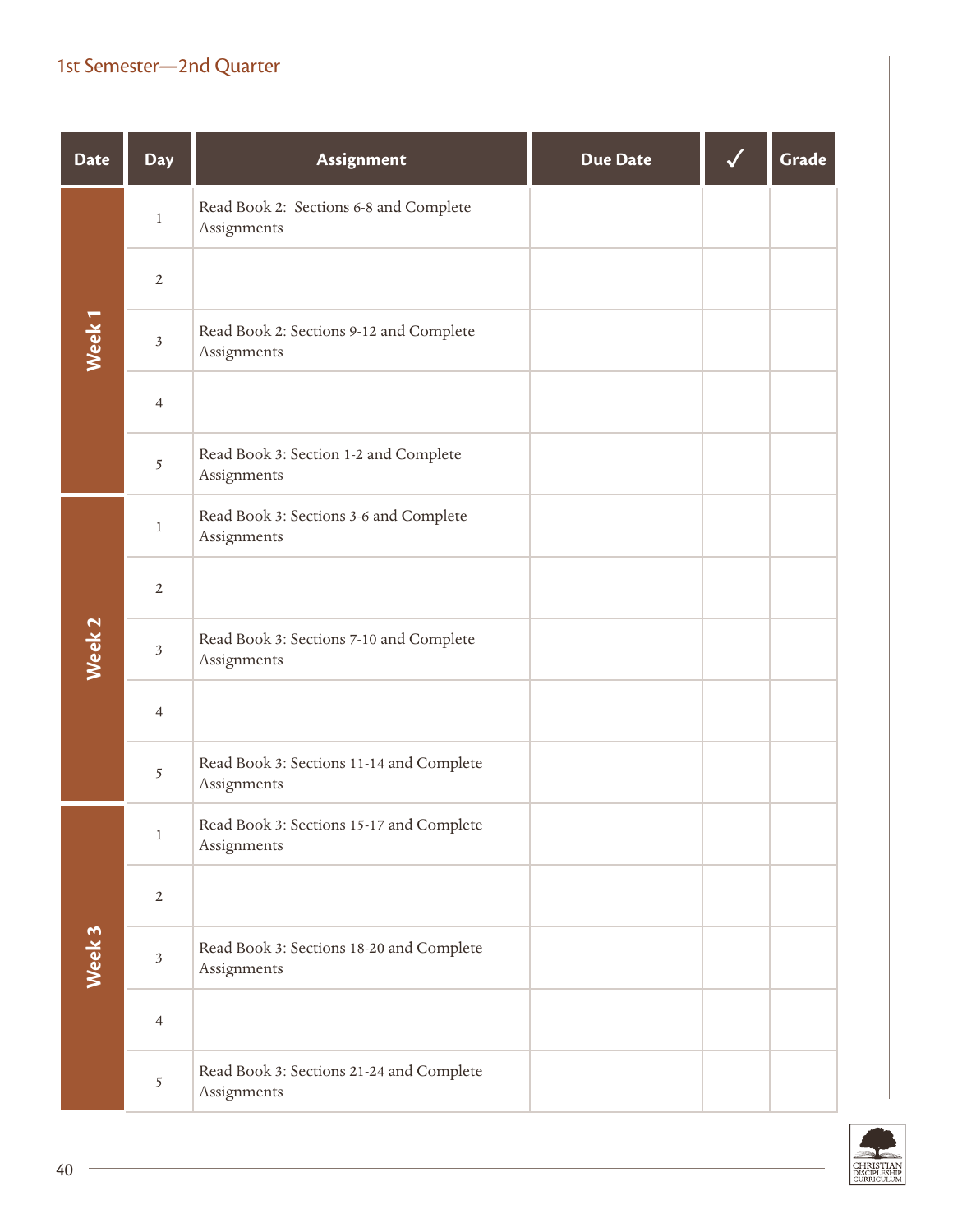## 1st Semester—2nd Quarter

| Date | Day | Assignment | Due Date | ✓ | Grade |
|---|---|---|---|---|---|
| Week 1 | 1 | Read Book 2: Sections 6-8 and Complete Assignments | | | |
| | 2 | | | | |
| | 3 | Read Book 2: Sections 9-12 and Complete Assignments | | | |
| | 4 | | | | |
| | 5 | Read Book 3: Section 1-2 and Complete Assignments | | | |
| Week 2 | 1 | Read Book 3: Sections 3-6 and Complete Assignments | | | |
| | 2 | | | | |
| | 3 | Read Book 3: Sections 7-10 and Complete Assignments | | | |
| | 4 | | | | |
| | 5 | Read Book 3: Sections 11-14 and Complete Assignments | | | |
| Week 3 | 1 | Read Book 3: Sections 15-17 and Complete Assignments | | | |
| | 2 | | | | |
| | 3 | Read Book 3: Sections 18-20 and Complete Assignments | | | |
| | 4 | | | | |
| | 5 | Read Book 3: Sections 21-24 and Complete Assignments | | | |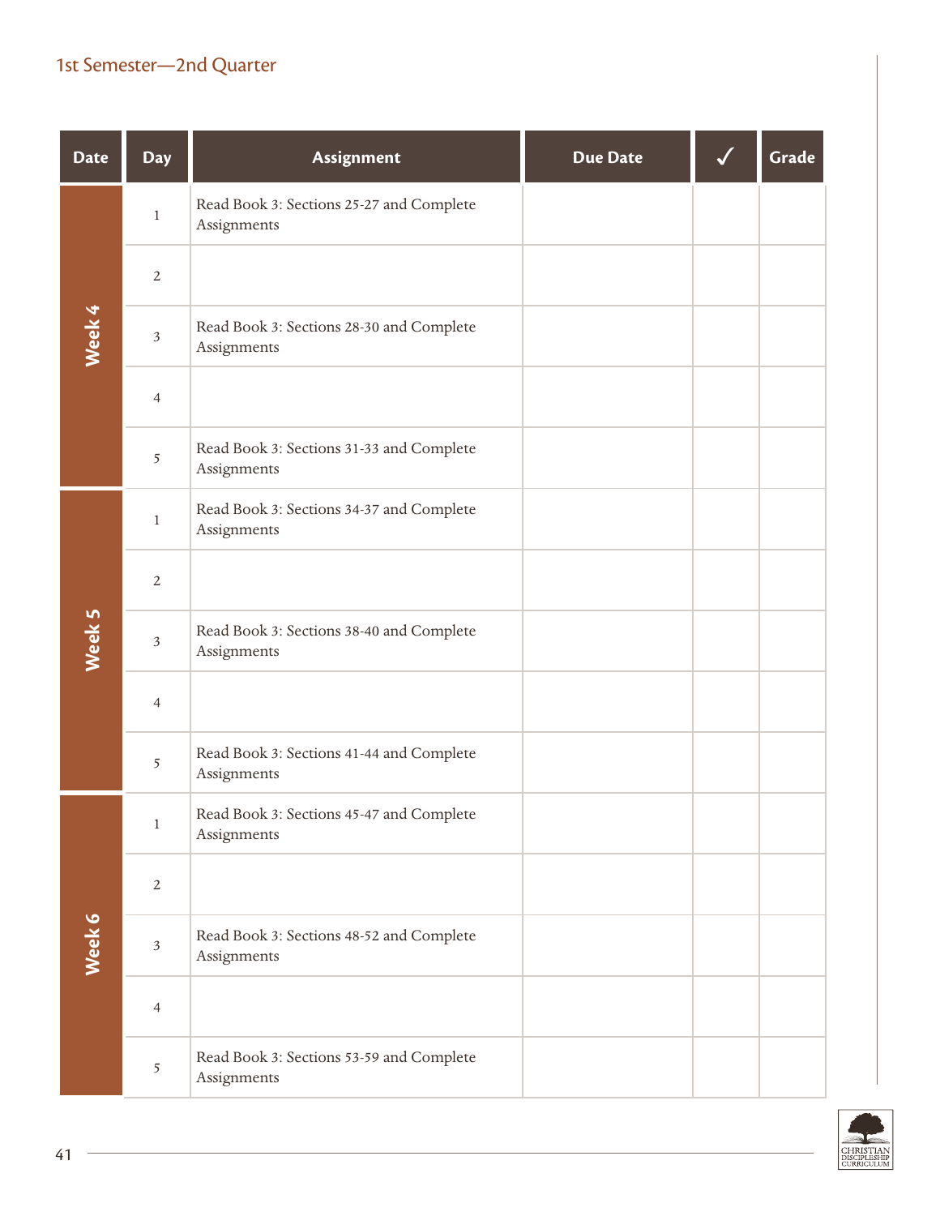1st Semester—2nd Quarter

| Date | Day | Assignment | Due Date | ✓ | Grade |
|---|---|---|---|---|---|
| Week 4 | 1 | Read Book 3: Sections 25-27 and Complete Assignments | | | |
| | 2 | | | | |
| | 3 | Read Book 3: Sections 28-30 and Complete Assignments | | | |
| | 4 | | | | |
| | 5 | Read Book 3: Sections 31-33 and Complete Assignments | | | |
| Week 5 | 1 | Read Book 3: Sections 34-37 and Complete Assignments | | | |
| | 2 | | | | |
| | 3 | Read Book 3: Sections 38-40 and Complete Assignments | | | |
| | 4 | | | | |
| | 5 | Read Book 3: Sections 41-44 and Complete Assignments | | | |
| Week 6 | 1 | Read Book 3: Sections 45-47 and Complete Assignments | | | |
| | 2 | | | | |
| | 3 | Read Book 3: Sections 48-52 and Complete Assignments | | | |
| | 4 | | | | |
| | 5 | Read Book 3: Sections 53-59 and Complete Assignments | | | |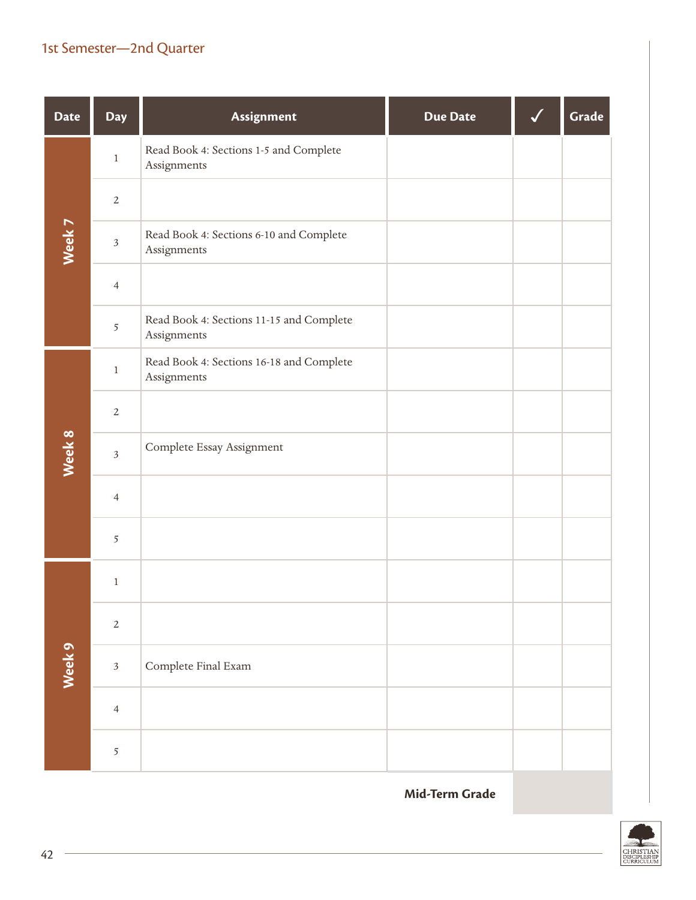## 1st Semester—2nd Quarter

| Date | Day | Assignment | Due Date | ✓ | Grade |
|---|---|---|---|---|---|
| Week 7 | 1 | Read Book 4: Sections 1-5 and Complete Assignments | | | |
| | 2 | | | | |
| | 3 | Read Book 4: Sections 6-10 and Complete Assignments | | | |
| | 4 | | | | |
| | 5 | Read Book 4: Sections 11-15 and Complete Assignments | | | |
| Week 8 | 1 | Read Book 4: Sections 16-18 and Complete Assignments | | | |
| | 2 | | | | |
| | 3 | Complete Essay Assignment | | | |
| | 4 | | | | |
| | 5 | | | | |
| Week 9 | 1 | | | | |
| | 2 | | | | |
| | 3 | Complete Final Exam | | | |
| | 4 | | | | |
| | 5 | | | | |
| | | | **Mid-Term Grade** | | |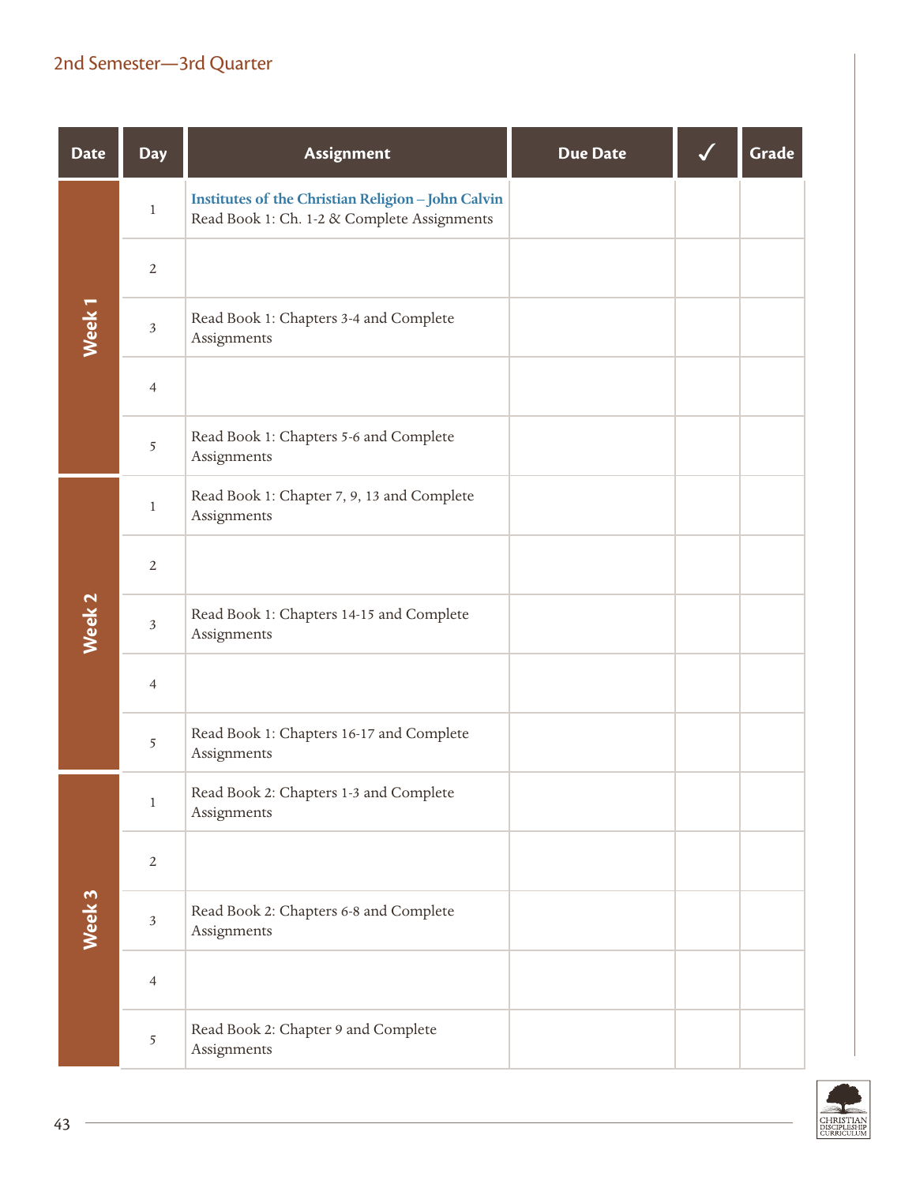## 2nd Semester—3rd Quarter

| Date | Day | Assignment | Due Date | ✓ | Grade |
|---|---|---|---|---|---|
| Week 1 | 1 | **Institutes of the Christian Religion – John Calvin** Read Book 1: Ch. 1-2 & Complete Assignments | | | |
| | 2 | | | | |
| | 3 | Read Book 1: Chapters 3-4 and Complete Assignments | | | |
| | 4 | | | | |
| | 5 | Read Book 1: Chapters 5-6 and Complete Assignments | | | |
| Week 2 | 1 | Read Book 1: Chapter 7, 9, 13 and Complete Assignments | | | |
| | 2 | | | | |
| | 3 | Read Book 1: Chapters 14-15 and Complete Assignments | | | |
| | 4 | | | | |
| | 5 | Read Book 1: Chapters 16-17 and Complete Assignments | | | |
| Week 3 | 1 | Read Book 2: Chapters 1-3 and Complete Assignments | | | |
| | 2 | | | | |
| | 3 | Read Book 2: Chapters 6-8 and Complete Assignments | | | |
| | 4 | | | | |
| | 5 | Read Book 2: Chapter 9 and Complete Assignments | | | |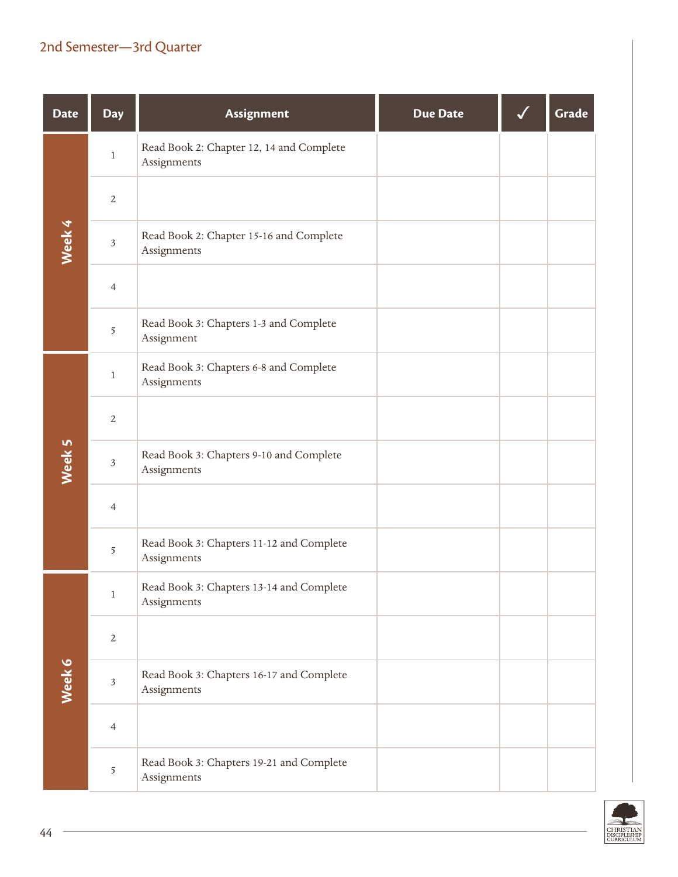## 2nd Semester—3rd Quarter

| Date | Day | Assignment | Due Date | ✓ | Grade |
|---|---|---|---|---|---|
| Week 4 | 1 | Read Book 2: Chapter 12, 14 and Complete Assignments | | | |
| | 2 | | | | |
| | 3 | Read Book 2: Chapter 15-16 and Complete Assignments | | | |
| | 4 | | | | |
| | 5 | Read Book 3: Chapters 1-3 and Complete Assignment | | | |
| Week 5 | 1 | Read Book 3: Chapters 6-8 and Complete Assignments | | | |
| | 2 | | | | |
| | 3 | Read Book 3: Chapters 9-10 and Complete Assignments | | | |
| | 4 | | | | |
| | 5 | Read Book 3: Chapters 11-12 and Complete Assignments | | | |
| Week 6 | 1 | Read Book 3: Chapters 13-14 and Complete Assignments | | | |
| | 2 | | | | |
| | 3 | Read Book 3: Chapters 16-17 and Complete Assignments | | | |
| | 4 | | | | |
| | 5 | Read Book 3: Chapters 19-21 and Complete Assignments | | | |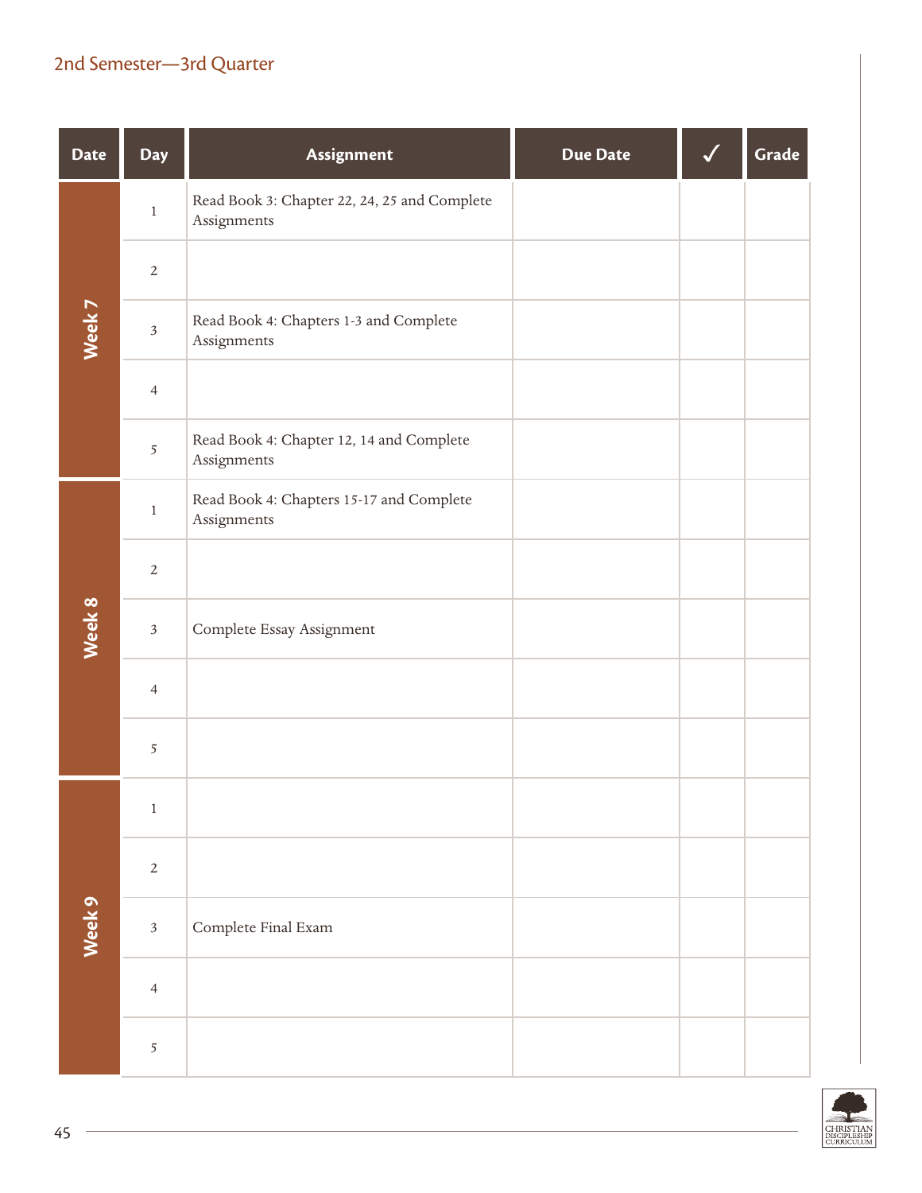## 2nd Semester—3rd Quarter

| Date | Day | Assignment | Due Date | ✓ | Grade |
|---|---|---|---|---|---|
| Week 7 | 1 | Read Book 3: Chapter 22, 24, 25 and Complete Assignments | | | |
| | 2 | | | | |
| | 3 | Read Book 4: Chapters 1-3 and Complete Assignments | | | |
| | 4 | | | | |
| | 5 | Read Book 4: Chapter 12, 14 and Complete Assignments | | | |
| Week 8 | 1 | Read Book 4: Chapters 15-17 and Complete Assignments | | | |
| | 2 | | | | |
| | 3 | Complete Essay Assignment | | | |
| | 4 | | | | |
| | 5 | | | | |
| Week 9 | 1 | | | | |
| | 2 | | | | |
| | 3 | Complete Final Exam | | | |
| | 4 | | | | |
| | 5 | | | | |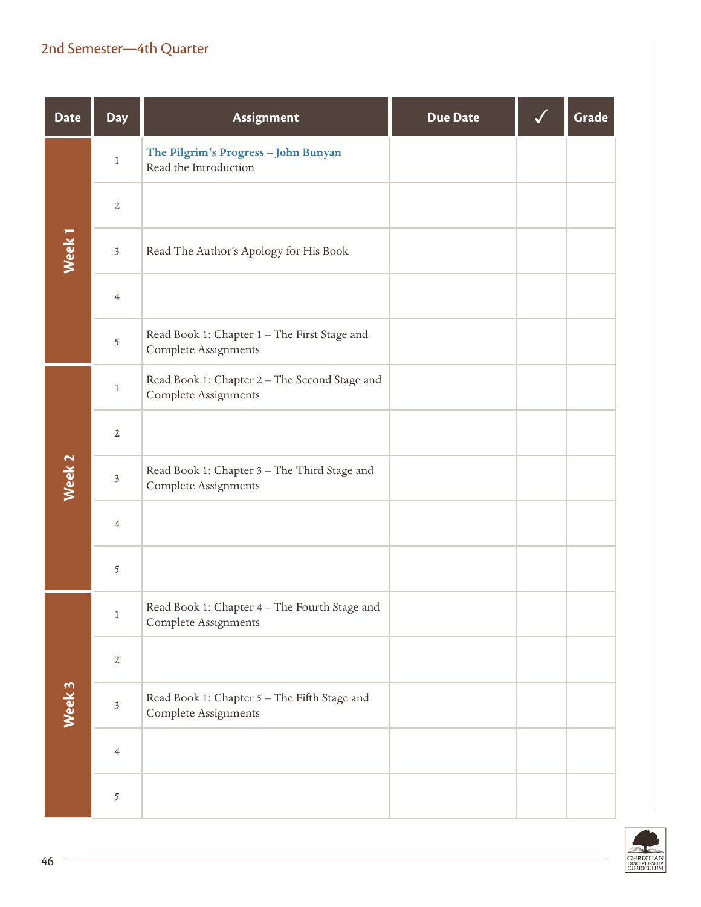## 2nd Semester—4th Quarter

| Date | Day | Assignment | Due Date | ✓ | Grade |
|---|---|---|---|---|---|
| Week 1 | 1 | **The Pilgrim's Progress – John Bunyan** Read the Introduction | | | |
| | 2 | | | | |
| | 3 | Read The Author's Apology for His Book | | | |
| | 4 | | | | |
| | 5 | Read Book 1: Chapter 1 – The First Stage and Complete Assignments | | | |
| Week 2 | 1 | Read Book 1: Chapter 2 – The Second Stage and Complete Assignments | | | |
| | 2 | | | | |
| | 3 | Read Book 1: Chapter 3 – The Third Stage and Complete Assignments | | | |
| | 4 | | | | |
| | 5 | | | | |
| Week 3 | 1 | Read Book 1: Chapter 4 – The Fourth Stage and Complete Assignments | | | |
| | 2 | | | | |
| | 3 | Read Book 1: Chapter 5 – The Fifth Stage and Complete Assignments | | | |
| | 4 | | | | |
| | 5 | | | | |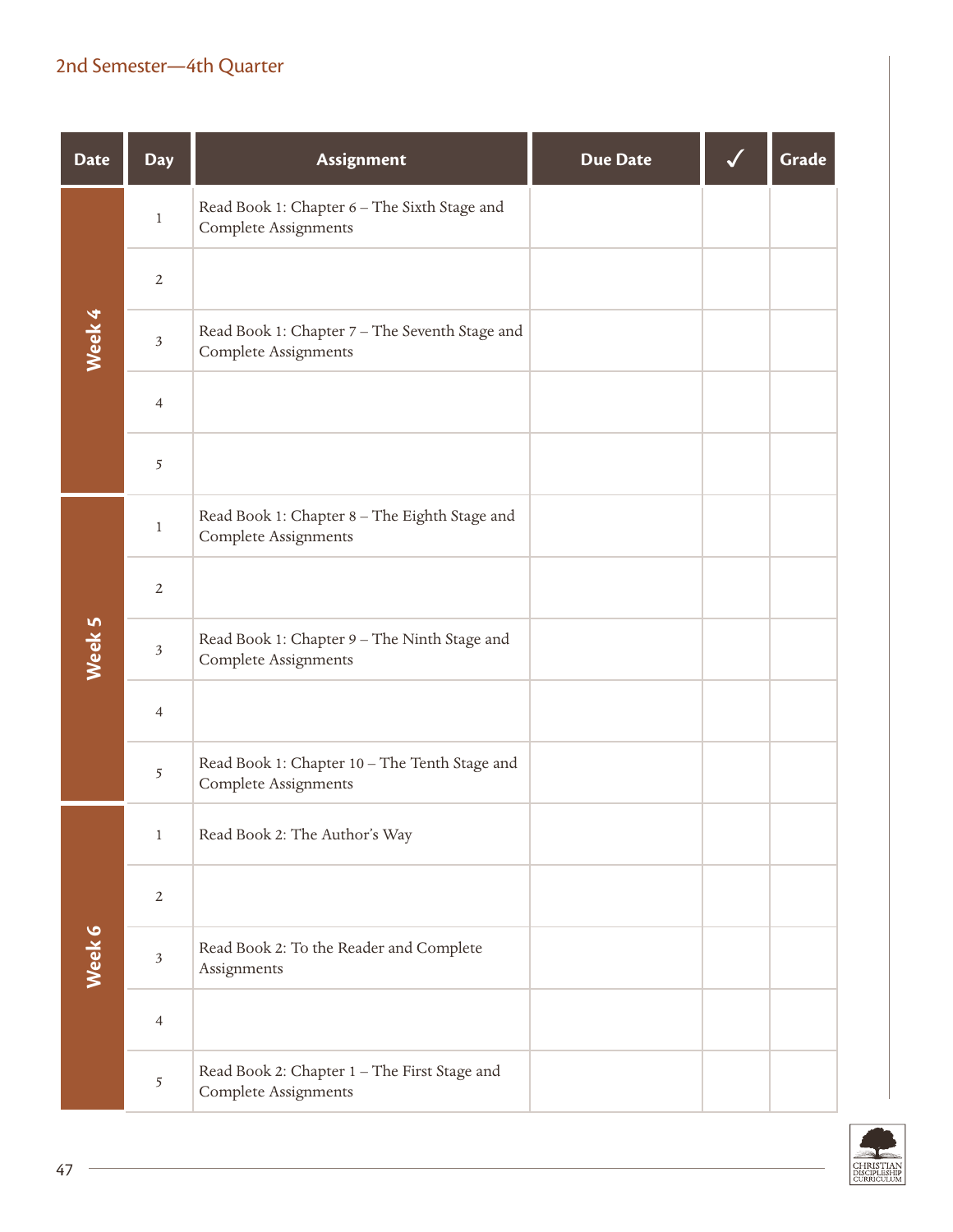## 2nd Semester—4th Quarter

| Date | Day | Assignment | Due Date | ✓ | Grade |
|---|---|---|---|---|---|
| Week 4 | 1 | Read Book 1: Chapter 6 – The Sixth Stage and Complete Assignments | | | |
| | 2 | | | | |
| | 3 | Read Book 1: Chapter 7 – The Seventh Stage and Complete Assignments | | | |
| | 4 | | | | |
| | 5 | | | | |
| Week 5 | 1 | Read Book 1: Chapter 8 – The Eighth Stage and Complete Assignments | | | |
| | 2 | | | | |
| | 3 | Read Book 1: Chapter 9 – The Ninth Stage and Complete Assignments | | | |
| | 4 | | | | |
| | 5 | Read Book 1: Chapter 10 – The Tenth Stage and Complete Assignments | | | |
| Week 6 | 1 | Read Book 2: The Author's Way | | | |
| | 2 | | | | |
| | 3 | Read Book 2: To the Reader and Complete Assignments | | | |
| | 4 | | | | |
| | 5 | Read Book 2: Chapter 1 – The First Stage and Complete Assignments | | | |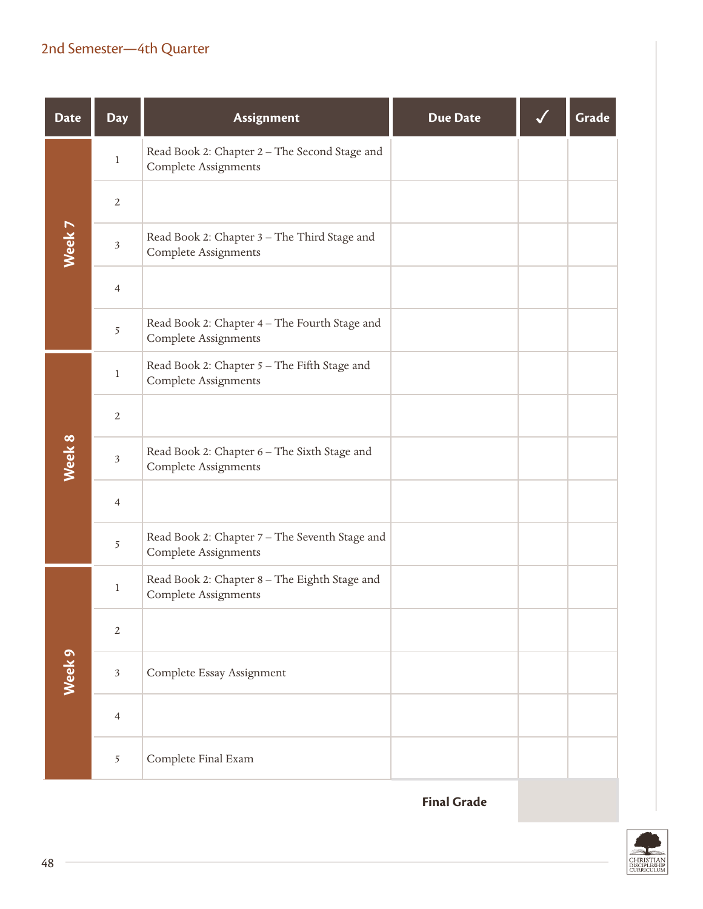## 2nd Semester—4th Quarter

| Date | Day | Assignment | Due Date | ✓ | Grade |
|---|---|---|---|---|---|
| Week 7 | 1 | Read Book 2: Chapter 2 – The Second Stage and Complete Assignments | | | |
| | 2 | | | | |
| | 3 | Read Book 2: Chapter 3 – The Third Stage and Complete Assignments | | | |
| | 4 | | | | |
| | 5 | Read Book 2: Chapter 4 – The Fourth Stage and Complete Assignments | | | |
| Week 8 | 1 | Read Book 2: Chapter 5 – The Fifth Stage and Complete Assignments | | | |
| | 2 | | | | |
| | 3 | Read Book 2: Chapter 6 – The Sixth Stage and Complete Assignments | | | |
| | 4 | | | | |
| | 5 | Read Book 2: Chapter 7 – The Seventh Stage and Complete Assignments | | | |
| Week 9 | 1 | Read Book 2: Chapter 8 – The Eighth Stage and Complete Assignments | | | |
| | 2 | | | | |
| | 3 | Complete Essay Assignment | | | |
| | 4 | | | | |
| | 5 | Complete Final Exam | | | |
| | | | Final Grade | | |